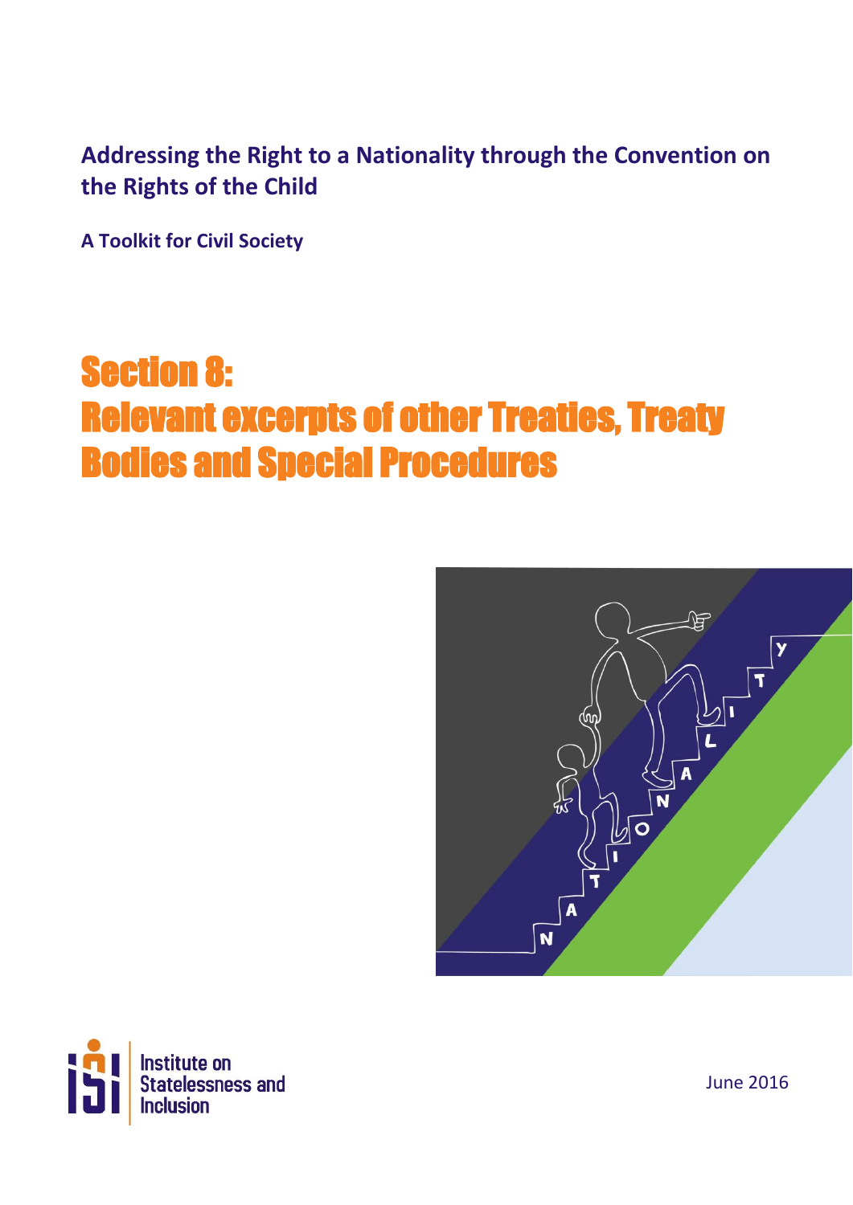**Addressing the Right to a Nationality through the Convention on the Rights of the Child**

**A Toolkit for Civil Society**

# Section 8: Relevant excerpts of other Treaties, Treaty Bodies and Special Procedures

Institute on Statelessness and Inclusion

June 2016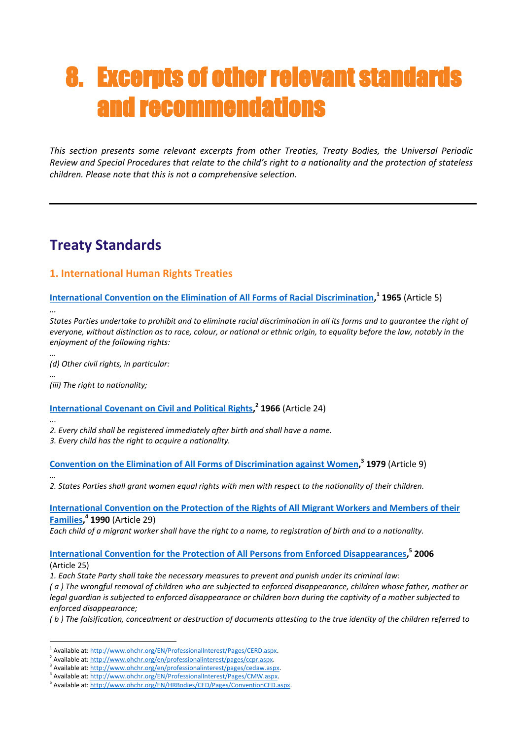# 8. Excerpts of other relevant standards and recommendations

*This section presents some relevant excerpts from other Treaties, Treaty Bodies, the Universal Periodic Review and Special Procedures that relate to the child's right to a nationality and the protection of stateless children. Please note that this is not a comprehensive selection.*

---

## Treaty Standards

### 1. International Human Rights Treaties

**International Convention on the Elimination of All Forms of Racial Discrimination,[1] 1965** (Article 5)

*…*

*States Parties undertake to prohibit and to eliminate racial discrimination in all its forms and to guarantee the right of everyone, without distinction as to race, colour, or national or ethnic origin, to equality before the law, notably in the enjoyment of the following rights:*

*…*

*(d) Other civil rights, in particular:*

*…*

*(iii) The right to nationality;*

**International Covenant on Civil and Political Rights,[2] 1966** (Article 24)

*...*

*2. Every child shall be registered immediately after birth and shall have a name.*

*3. Every child has the right to acquire a nationality.*

**Convention on the Elimination of All Forms of Discrimination against Women,[3] 1979** (Article 9)

*…*

*2. States Parties shall grant women equal rights with men with respect to the nationality of their children.*

**International Convention on the Protection of the Rights of All Migrant Workers and Members of their Families,[4] 1990** (Article 29)

*Each child of a migrant worker shall have the right to a name, to registration of birth and to a nationality.*

**International Convention for the Protection of All Persons from Enforced Disappearances,[5] 2006** (Article 25)

*1. Each State Party shall take the necessary measures to prevent and punish under its criminal law:*

*( a ) The wrongful removal of children who are subjected to enforced disappearance, children whose father, mother or legal guardian is subjected to enforced disappearance or children born during the captivity of a mother subjected to enforced disappearance;*

*( b ) The falsification, concealment or destruction of documents attesting to the true identity of the children referred to*

---

[1] Available at: http://www.ohchr.org/EN/ProfessionalInterest/Pages/CERD.aspx.

[2] Available at: http://www.ohchr.org/en/professionalinterest/pages/ccpr.aspx.

[3] Available at: http://www.ohchr.org/en/professionalinterest/pages/cedaw.aspx.

[4] Available at: http://www.ohchr.org/EN/ProfessionalInterest/Pages/CMW.aspx.

[5] Available at: http://www.ohchr.org/EN/HRBodies/CED/Pages/ConventionCED.aspx.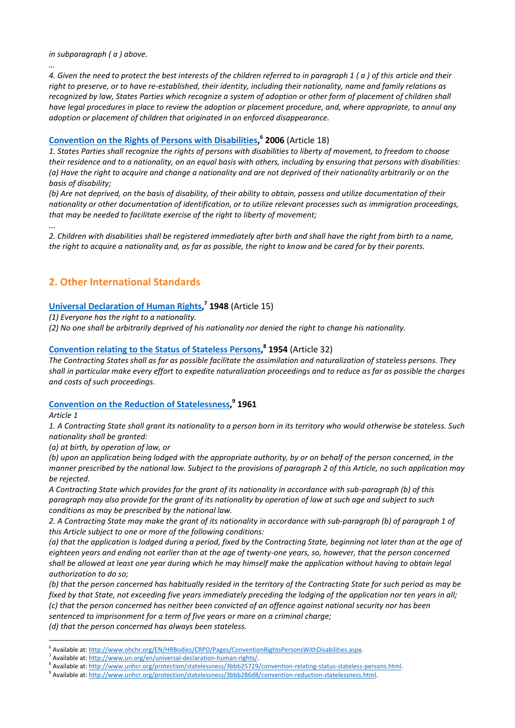*in subparagraph ( a ) above.*

*…*

*4. Given the need to protect the best interests of the children referred to in paragraph 1 ( a ) of this article and their right to preserve, or to have re-established, their identity, including their nationality, name and family relations as recognized by law, States Parties which recognize a system of adoption or other form of placement of children shall have legal procedures in place to review the adoption or placement procedure, and, where appropriate, to annul any adoption or placement of children that originated in an enforced disappearance.*

### [Convention on the Rights of Persons with Disabilities](http://www.ohchr.org/EN/HRBodies/CRPD/Pages/ConventionRightsPersonsWithDisabilities.aspx),[6] **2006** (Article 18)

*1. States Parties shall recognize the rights of persons with disabilities to liberty of movement, to freedom to choose their residence and to a nationality, on an equal basis with others, including by ensuring that persons with disabilities:*
*(a) Have the right to acquire and change a nationality and are not deprived of their nationality arbitrarily or on the basis of disability;*
*(b) Are not deprived, on the basis of disability, of their ability to obtain, possess and utilize documentation of their nationality or other documentation of identification, or to utilize relevant processes such as immigration proceedings, that may be needed to facilitate exercise of the right to liberty of movement;*

*...*

*2. Children with disabilities shall be registered immediately after birth and shall have the right from birth to a name, the right to acquire a nationality and, as far as possible, the right to know and be cared for by their parents.*

## 2. Other International Standards

### [Universal Declaration of Human Rights](http://www.un.org/en/universal-declaration-human-rights/),[7] **1948** (Article 15)

*(1) Everyone has the right to a nationality.*
*(2) No one shall be arbitrarily deprived of his nationality nor denied the right to change his nationality.*

### [Convention relating to the Status of Stateless Persons](http://www.unhcr.org/protection/statelessness/3bbb25729/convention-relating-status-stateless-persons.html),[8] **1954** (Article 32)

*The Contracting States shall as far as possible facilitate the assimilation and naturalization of stateless persons. They shall in particular make every effort to expedite naturalization proceedings and to reduce as far as possible the charges and costs of such proceedings.*

### [Convention on the Reduction of Statelessness](http://www.unhcr.org/protection/statelessness/3bbb286d8/convention-reduction-statelessness.html),[9] **1961**

*Article 1*

*1. A Contracting State shall grant its nationality to a person born in its territory who would otherwise be stateless. Such nationality shall be granted:*
*(a) at birth, by operation of law, or*
*(b) upon an application being lodged with the appropriate authority, by or on behalf of the person concerned, in the manner prescribed by the national law. Subject to the provisions of paragraph 2 of this Article, no such application may be rejected.*
*A Contracting State which provides for the grant of its nationality in accordance with sub-paragraph (b) of this paragraph may also provide for the grant of its nationality by operation of law at such age and subject to such conditions as may be prescribed by the national law.*
*2. A Contracting State may make the grant of its nationality in accordance with sub-paragraph (b) of paragraph 1 of this Article subject to one or more of the following conditions:*
*(a) that the application is lodged during a period, fixed by the Contracting State, beginning not later than at the age of eighteen years and ending not earlier than at the age of twenty-one years, so, however, that the person concerned shall be allowed at least one year during which he may himself make the application without having to obtain legal authorization to do so;*
*(b) that the person concerned has habitually resided in the territory of the Contracting State for such period as may be fixed by that State, not exceeding five years immediately preceding the lodging of the application nor ten years in all;*
*(c) that the person concerned has neither been convicted of an offence against national security nor has been sentenced to imprisonment for a term of five years or more on a criminal charge;*
*(d) that the person concerned has always been stateless.*

---

[6] Available at: http://www.ohchr.org/EN/HRBodies/CRPD/Pages/ConventionRightsPersonsWithDisabilities.aspx.
[7] Available at: http://www.un.org/en/universal-declaration-human-rights/.
[8] Available at: http://www.unhcr.org/protection/statelessness/3bbb25729/convention-relating-status-stateless-persons.html.
[9] Available at: http://www.unhcr.org/protection/statelessness/3bbb286d8/convention-reduction-statelessness.html.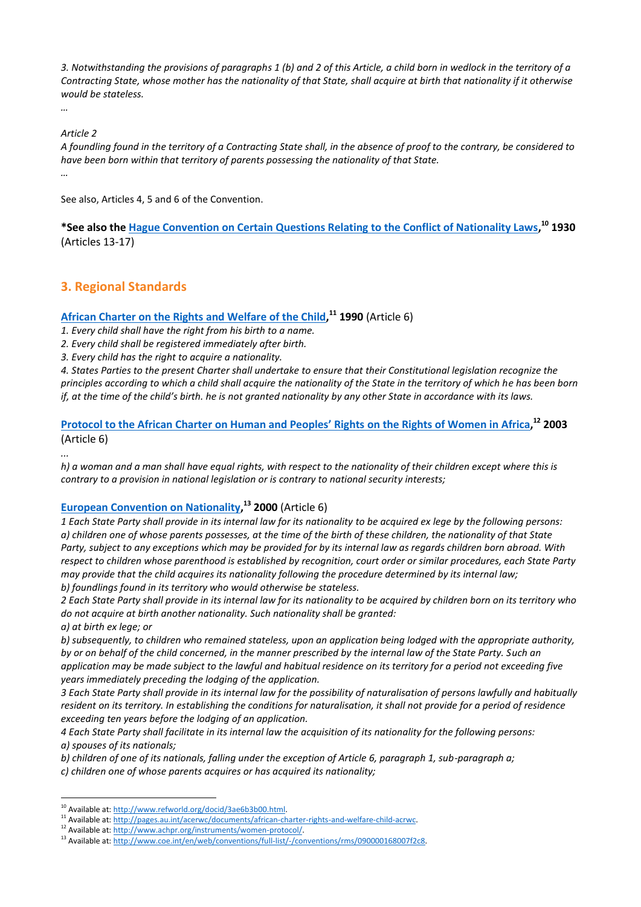*3. Notwithstanding the provisions of paragraphs 1 (b) and 2 of this Article, a child born in wedlock in the territory of a Contracting State, whose mother has the nationality of that State, shall acquire at birth that nationality if it otherwise would be stateless.*

*…*

*Article 2*

*A foundling found in the territory of a Contracting State shall, in the absence of proof to the contrary, be considered to have been born within that territory of parents possessing the nationality of that State.*

*…*

See also, Articles 4, 5 and 6 of the Convention.

**\*See also the Hague Convention on Certain Questions Relating to the Conflict of Nationality Laws,[10] 1930** (Articles 13-17)

## 3. Regional Standards

**African Charter on the Rights and Welfare of the Child,[11] 1990** (Article 6)

*1. Every child shall have the right from his birth to a name.*
*2. Every child shall be registered immediately after birth.*
*3. Every child has the right to acquire a nationality.*
*4. States Parties to the present Charter shall undertake to ensure that their Constitutional legislation recognize the principles according to which a child shall acquire the nationality of the State in the territory of which he has been born if, at the time of the child's birth. he is not granted nationality by any other State in accordance with its laws.*

**Protocol to the African Charter on Human and Peoples' Rights on the Rights of Women in Africa,[12] 2003** (Article 6)

*…*

*h) a woman and a man shall have equal rights, with respect to the nationality of their children except where this is contrary to a provision in national legislation or is contrary to national security interests;*

**European Convention on Nationality,[13] 2000** (Article 6)

*1 Each State Party shall provide in its internal law for its nationality to be acquired ex lege by the following persons:*
*a) children one of whose parents possesses, at the time of the birth of these children, the nationality of that State Party, subject to any exceptions which may be provided for by its internal law as regards children born abroad. With respect to children whose parenthood is established by recognition, court order or similar procedures, each State Party may provide that the child acquires its nationality following the procedure determined by its internal law;*
*b) foundlings found in its territory who would otherwise be stateless.*
*2 Each State Party shall provide in its internal law for its nationality to be acquired by children born on its territory who do not acquire at birth another nationality. Such nationality shall be granted:*
*a) at birth ex lege; or*
*b) subsequently, to children who remained stateless, upon an application being lodged with the appropriate authority, by or on behalf of the child concerned, in the manner prescribed by the internal law of the State Party. Such an application may be made subject to the lawful and habitual residence on its territory for a period not exceeding five years immediately preceding the lodging of the application.*
*3 Each State Party shall provide in its internal law for the possibility of naturalisation of persons lawfully and habitually resident on its territory. In establishing the conditions for naturalisation, it shall not provide for a period of residence exceeding ten years before the lodging of an application.*
*4 Each State Party shall facilitate in its internal law the acquisition of its nationality for the following persons:*
*a) spouses of its nationals;*
*b) children of one of its nationals, falling under the exception of Article 6, paragraph 1, sub-paragraph a;*
*c) children one of whose parents acquires or has acquired its nationality;*

---

[10] Available at: http://www.refworld.org/docid/3ae6b3b00.html.
[11] Available at: http://pages.au.int/acerwc/documents/african-charter-rights-and-welfare-child-acrwc.
[12] Available at: http://www.achpr.org/instruments/women-protocol/.
[13] Available at: http://www.coe.int/en/web/conventions/full-list/-/conventions/rms/090000168007f2c8.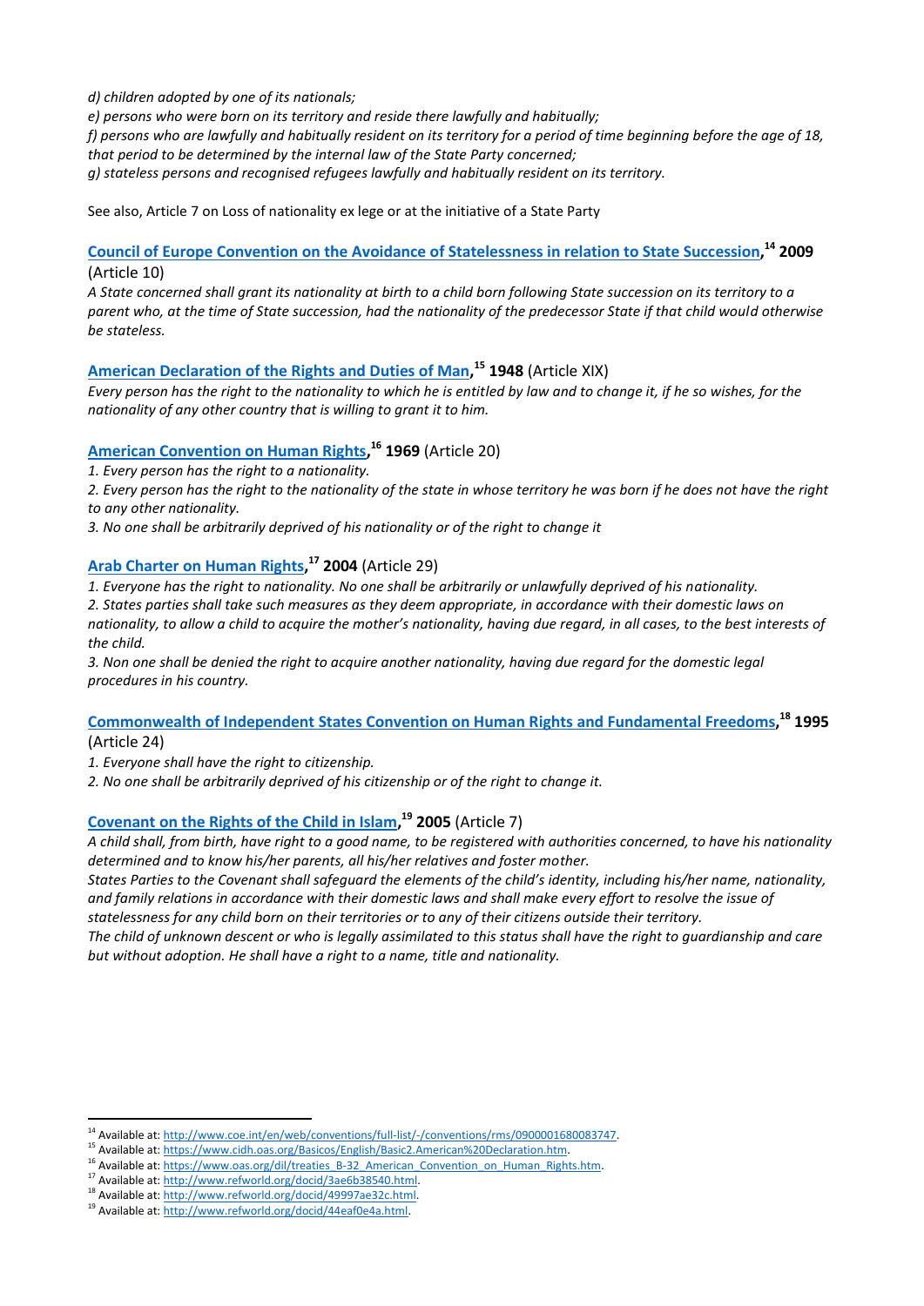*d) children adopted by one of its nationals;*

*e) persons who were born on its territory and reside there lawfully and habitually;*

*f) persons who are lawfully and habitually resident on its territory for a period of time beginning before the age of 18, that period to be determined by the internal law of the State Party concerned;*

*g) stateless persons and recognised refugees lawfully and habitually resident on its territory.*

See also, Article 7 on Loss of nationality ex lege or at the initiative of a State Party

**Council of Europe Convention on the Avoidance of Statelessness in relation to State Succession,[14] 2009** (Article 10)

*A State concerned shall grant its nationality at birth to a child born following State succession on its territory to a parent who, at the time of State succession, had the nationality of the predecessor State if that child would otherwise be stateless.*

**American Declaration of the Rights and Duties of Man,[15] 1948** (Article XIX)

*Every person has the right to the nationality to which he is entitled by law and to change it, if he so wishes, for the nationality of any other country that is willing to grant it to him.*

**American Convention on Human Rights,[16] 1969** (Article 20)

*1. Every person has the right to a nationality.*

*2. Every person has the right to the nationality of the state in whose territory he was born if he does not have the right to any other nationality.*

*3. No one shall be arbitrarily deprived of his nationality or of the right to change it*

**Arab Charter on Human Rights,[17] 2004** (Article 29)

*1. Everyone has the right to nationality. No one shall be arbitrarily or unlawfully deprived of his nationality.*

*2. States parties shall take such measures as they deem appropriate, in accordance with their domestic laws on nationality, to allow a child to acquire the mother's nationality, having due regard, in all cases, to the best interests of the child.*

*3. Non one shall be denied the right to acquire another nationality, having due regard for the domestic legal procedures in his country.*

**Commonwealth of Independent States Convention on Human Rights and Fundamental Freedoms,[18] 1995** (Article 24)

*1. Everyone shall have the right to citizenship.*

*2. No one shall be arbitrarily deprived of his citizenship or of the right to change it.*

**Covenant on the Rights of the Child in Islam,[19] 2005** (Article 7)

*A child shall, from birth, have right to a good name, to be registered with authorities concerned, to have his nationality determined and to know his/her parents, all his/her relatives and foster mother.*

*States Parties to the Covenant shall safeguard the elements of the child's identity, including his/her name, nationality, and family relations in accordance with their domestic laws and shall make every effort to resolve the issue of statelessness for any child born on their territories or to any of their citizens outside their territory.*

*The child of unknown descent or who is legally assimilated to this status shall have the right to guardianship and care but without adoption. He shall have a right to a name, title and nationality.*

---

[14] Available at: http://www.coe.int/en/web/conventions/full-list/-/conventions/rms/0900001680083747.

[15] Available at: https://www.cidh.oas.org/Basicos/English/Basic2.American%20Declaration.htm.

[16] Available at: https://www.oas.org/dil/treaties_B-32_American_Convention_on_Human_Rights.htm.

[17] Available at: http://www.refworld.org/docid/3ae6b38540.html.

[18] Available at: http://www.refworld.org/docid/49997ae32c.html.

[19] Available at: http://www.refworld.org/docid/44eaf0e4a.html.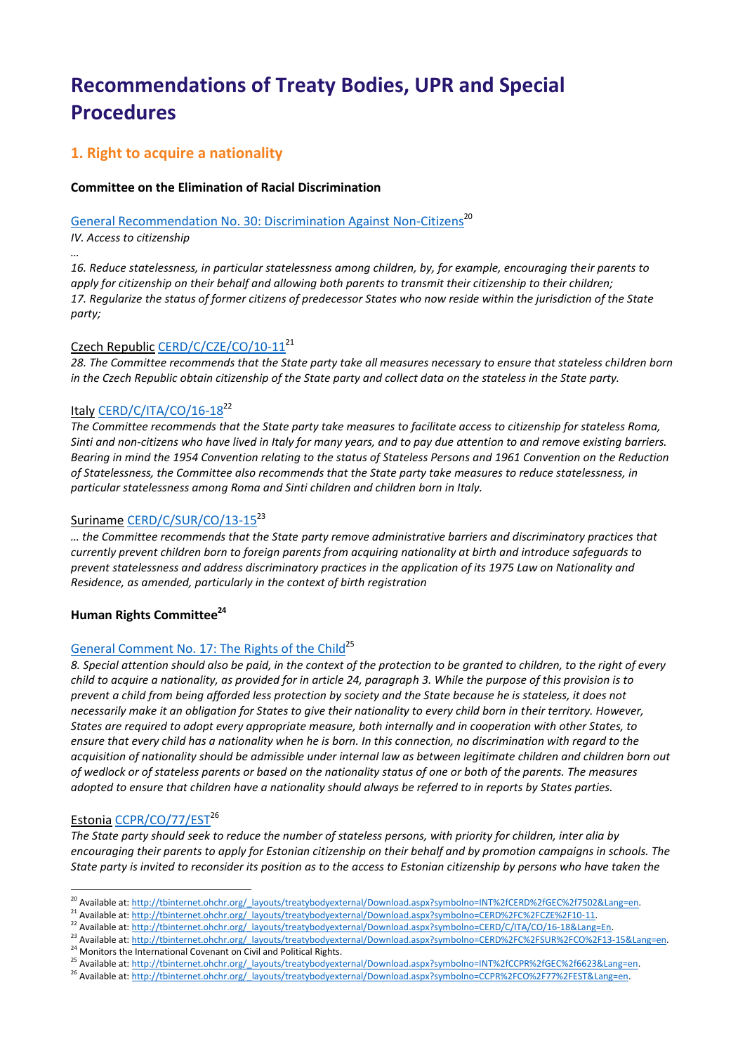# Recommendations of Treaty Bodies, UPR and Special Procedures

## 1. Right to acquire a nationality

**Committee on the Elimination of Racial Discrimination**

General Recommendation No. 30: Discrimination Against Non-Citizens[20]

*IV. Access to citizenship*

*…*

*16. Reduce statelessness, in particular statelessness among children, by, for example, encouraging their parents to apply for citizenship on their behalf and allowing both parents to transmit their citizenship to their children;*
*17. Regularize the status of former citizens of predecessor States who now reside within the jurisdiction of the State party;*

Czech Republic CERD/C/CZE/CO/10-11[21]

*28. The Committee recommends that the State party take all measures necessary to ensure that stateless children born in the Czech Republic obtain citizenship of the State party and collect data on the stateless in the State party.*

Italy CERD/C/ITA/CO/16-18[22]

*The Committee recommends that the State party take measures to facilitate access to citizenship for stateless Roma, Sinti and non-citizens who have lived in Italy for many years, and to pay due attention to and remove existing barriers. Bearing in mind the 1954 Convention relating to the status of Stateless Persons and 1961 Convention on the Reduction of Statelessness, the Committee also recommends that the State party take measures to reduce statelessness, in particular statelessness among Roma and Sinti children and children born in Italy.*

Suriname CERD/C/SUR/CO/13-15[23]

*… the Committee recommends that the State party remove administrative barriers and discriminatory practices that currently prevent children born to foreign parents from acquiring nationality at birth and introduce safeguards to prevent statelessness and address discriminatory practices in the application of its 1975 Law on Nationality and Residence, as amended, particularly in the context of birth registration*

**Human Rights Committee[24]**

General Comment No. 17: The Rights of the Child[25]

*8. Special attention should also be paid, in the context of the protection to be granted to children, to the right of every child to acquire a nationality, as provided for in article 24, paragraph 3. While the purpose of this provision is to prevent a child from being afforded less protection by society and the State because he is stateless, it does not necessarily make it an obligation for States to give their nationality to every child born in their territory. However, States are required to adopt every appropriate measure, both internally and in cooperation with other States, to ensure that every child has a nationality when he is born. In this connection, no discrimination with regard to the acquisition of nationality should be admissible under internal law as between legitimate children and children born out of wedlock or of stateless parents or based on the nationality status of one or both of the parents. The measures adopted to ensure that children have a nationality should always be referred to in reports by States parties.*

Estonia CCPR/CO/77/EST[26]

*The State party should seek to reduce the number of stateless persons, with priority for children, inter alia by encouraging their parents to apply for Estonian citizenship on their behalf and by promotion campaigns in schools. The State party is invited to reconsider its position as to the access to Estonian citizenship by persons who have taken the*

---

[20] Available at: http://tbinternet.ohchr.org/_layouts/treatybodyexternal/Download.aspx?symbolno=INT%2fCERD%2fGEC%2f7502&Lang=en.
[21] Available at: http://tbinternet.ohchr.org/_layouts/treatybodyexternal/Download.aspx?symbolno=CERD%2FC%2FCZE%2F10-11.
[22] Available at: http://tbinternet.ohchr.org/_layouts/treatybodyexternal/Download.aspx?symbolno=CERD/C/ITA/CO/16-18&Lang=En.
[23] Available at: http://tbinternet.ohchr.org/_layouts/treatybodyexternal/Download.aspx?symbolno=CERD%2FC%2FSUR%2FCO%2F13-15&Lang=en.
[24] Monitors the International Covenant on Civil and Political Rights.
[25] Available at: http://tbinternet.ohchr.org/_layouts/treatybodyexternal/Download.aspx?symbolno=INT%2fCCPR%2fGEC%2f6623&Lang=en.
[26] Available at: http://tbinternet.ohchr.org/_layouts/treatybodyexternal/Download.aspx?symbolno=CCPR%2FCO%2F77%2FEST&Lang=en.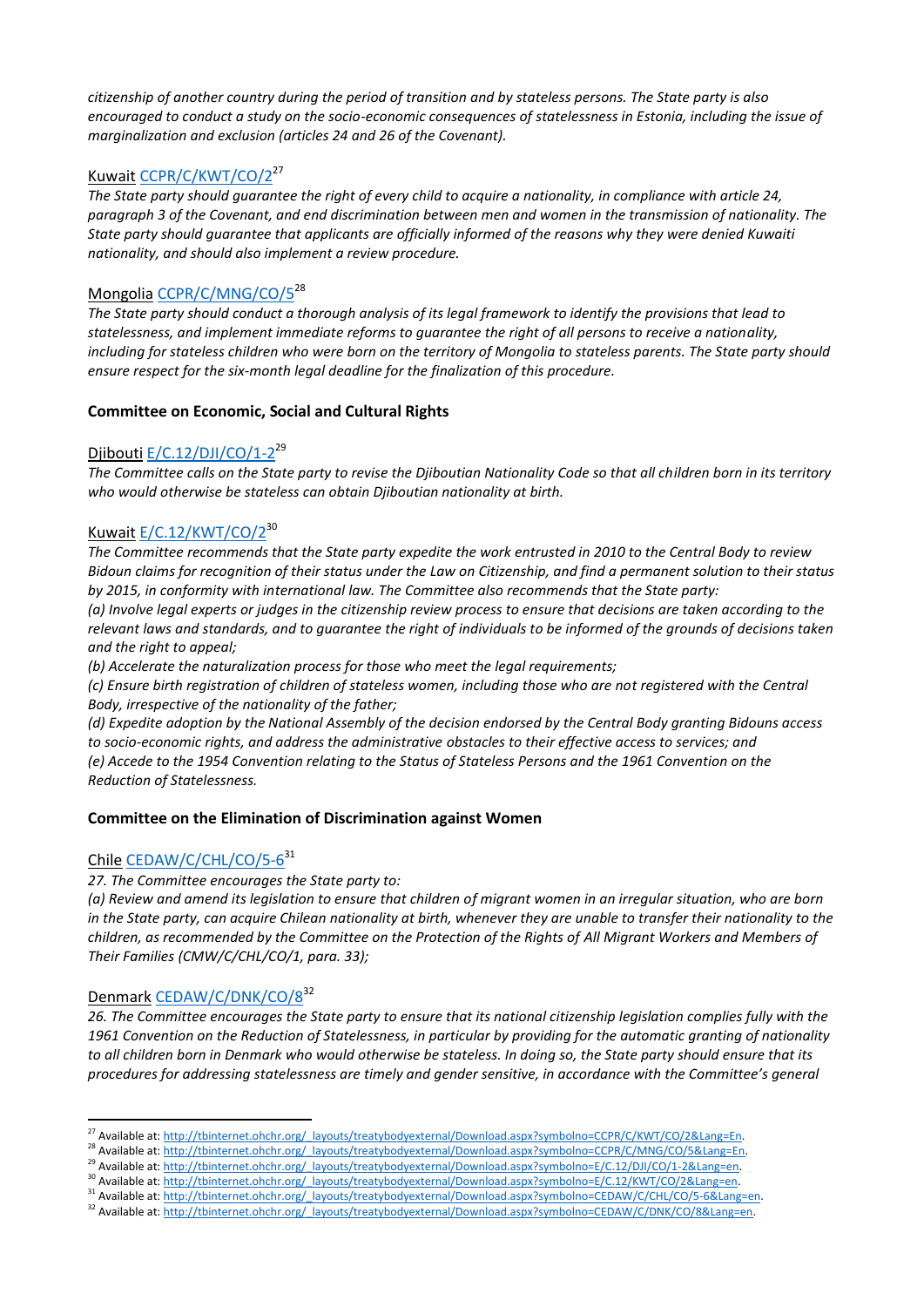*citizenship of another country during the period of transition and by stateless persons. The State party is also encouraged to conduct a study on the socio-economic consequences of statelessness in Estonia, including the issue of marginalization and exclusion (articles 24 and 26 of the Covenant).*

Kuwait CCPR/C/KWT/CO/2[27]

*The State party should guarantee the right of every child to acquire a nationality, in compliance with article 24, paragraph 3 of the Covenant, and end discrimination between men and women in the transmission of nationality. The State party should guarantee that applicants are officially informed of the reasons why they were denied Kuwaiti nationality, and should also implement a review procedure.*

Mongolia CCPR/C/MNG/CO/5[28]

*The State party should conduct a thorough analysis of its legal framework to identify the provisions that lead to statelessness, and implement immediate reforms to guarantee the right of all persons to receive a nationality, including for stateless children who were born on the territory of Mongolia to stateless parents. The State party should ensure respect for the six-month legal deadline for the finalization of this procedure.*

**Committee on Economic, Social and Cultural Rights**

Djibouti E/C.12/DJI/CO/1-2[29]

*The Committee calls on the State party to revise the Djiboutian Nationality Code so that all children born in its territory who would otherwise be stateless can obtain Djiboutian nationality at birth.*

Kuwait E/C.12/KWT/CO/2[30]

*The Committee recommends that the State party expedite the work entrusted in 2010 to the Central Body to review Bidoun claims for recognition of their status under the Law on Citizenship, and find a permanent solution to their status by 2015, in conformity with international law. The Committee also recommends that the State party:*

*(a) Involve legal experts or judges in the citizenship review process to ensure that decisions are taken according to the relevant laws and standards, and to guarantee the right of individuals to be informed of the grounds of decisions taken and the right to appeal;*

*(b) Accelerate the naturalization process for those who meet the legal requirements;*

*(c) Ensure birth registration of children of stateless women, including those who are not registered with the Central Body, irrespective of the nationality of the father;*

*(d) Expedite adoption by the National Assembly of the decision endorsed by the Central Body granting Bidouns access to socio-economic rights, and address the administrative obstacles to their effective access to services; and*

*(e) Accede to the 1954 Convention relating to the Status of Stateless Persons and the 1961 Convention on the Reduction of Statelessness.*

**Committee on the Elimination of Discrimination against Women**

Chile CEDAW/C/CHL/CO/5-6[31]

*27. The Committee encourages the State party to:*

*(a) Review and amend its legislation to ensure that children of migrant women in an irregular situation, who are born in the State party, can acquire Chilean nationality at birth, whenever they are unable to transfer their nationality to the children, as recommended by the Committee on the Protection of the Rights of All Migrant Workers and Members of Their Families (CMW/C/CHL/CO/1, para. 33);*

Denmark CEDAW/C/DNK/CO/8[32]

*26. The Committee encourages the State party to ensure that its national citizenship legislation complies fully with the 1961 Convention on the Reduction of Statelessness, in particular by providing for the automatic granting of nationality to all children born in Denmark who would otherwise be stateless. In doing so, the State party should ensure that its procedures for addressing statelessness are timely and gender sensitive, in accordance with the Committee's general*

---

[27] Available at: http://tbinternet.ohchr.org/_layouts/treatybodyexternal/Download.aspx?symbolno=CCPR/C/KWT/CO/2&Lang=En.

[28] Available at: http://tbinternet.ohchr.org/_layouts/treatybodyexternal/Download.aspx?symbolno=CCPR/C/MNG/CO/5&Lang=En.

[29] Available at: http://tbinternet.ohchr.org/_layouts/treatybodyexternal/Download.aspx?symbolno=E/C.12/DJI/CO/1-2&Lang=en.

[30] Available at: http://tbinternet.ohchr.org/_layouts/treatybodyexternal/Download.aspx?symbolno=E/C.12/KWT/CO/2&Lang=en.

[31] Available at: http://tbinternet.ohchr.org/_layouts/treatybodyexternal/Download.aspx?symbolno=CEDAW/C/CHL/CO/5-6&Lang=en.

[32] Available at: http://tbinternet.ohchr.org/_layouts/treatybodyexternal/Download.aspx?symbolno=CEDAW/C/DNK/CO/8&Lang=en.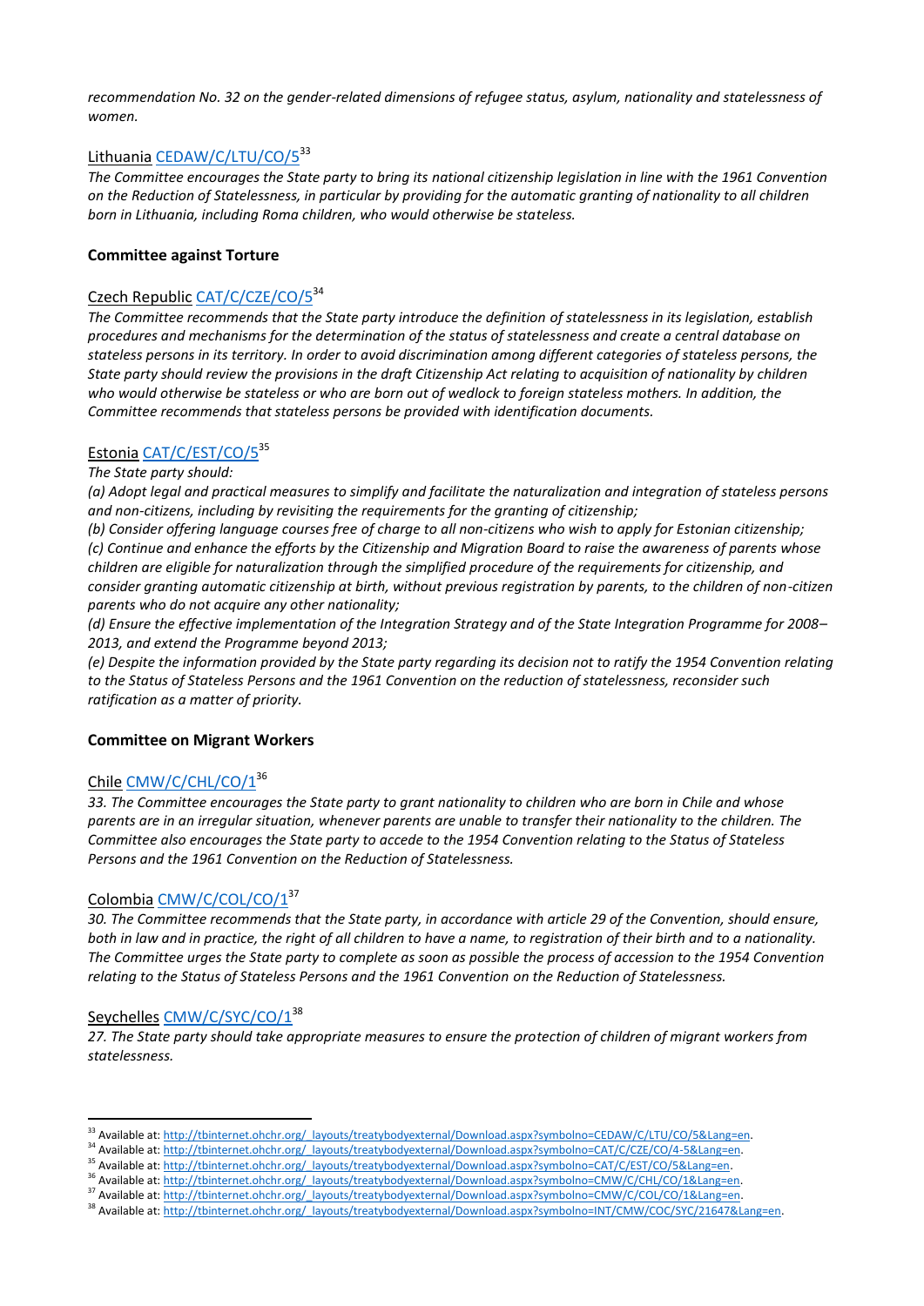*recommendation No. 32 on the gender-related dimensions of refugee status, asylum, nationality and statelessness of women.*

Lithuania CEDAW/C/LTU/CO/5[33]

*The Committee encourages the State party to bring its national citizenship legislation in line with the 1961 Convention on the Reduction of Statelessness, in particular by providing for the automatic granting of nationality to all children born in Lithuania, including Roma children, who would otherwise be stateless.*

**Committee against Torture**

Czech Republic CAT/C/CZE/CO/5[34]

*The Committee recommends that the State party introduce the definition of statelessness in its legislation, establish procedures and mechanisms for the determination of the status of statelessness and create a central database on stateless persons in its territory. In order to avoid discrimination among different categories of stateless persons, the State party should review the provisions in the draft Citizenship Act relating to acquisition of nationality by children who would otherwise be stateless or who are born out of wedlock to foreign stateless mothers. In addition, the Committee recommends that stateless persons be provided with identification documents.*

Estonia CAT/C/EST/CO/5[35]

*The State party should:*

*(a) Adopt legal and practical measures to simplify and facilitate the naturalization and integration of stateless persons and non-citizens, including by revisiting the requirements for the granting of citizenship;*

*(b) Consider offering language courses free of charge to all non-citizens who wish to apply for Estonian citizenship;*

*(c) Continue and enhance the efforts by the Citizenship and Migration Board to raise the awareness of parents whose children are eligible for naturalization through the simplified procedure of the requirements for citizenship, and consider granting automatic citizenship at birth, without previous registration by parents, to the children of non-citizen parents who do not acquire any other nationality;*

*(d) Ensure the effective implementation of the Integration Strategy and of the State Integration Programme for 2008–2013, and extend the Programme beyond 2013;*

*(e) Despite the information provided by the State party regarding its decision not to ratify the 1954 Convention relating to the Status of Stateless Persons and the 1961 Convention on the reduction of statelessness, reconsider such ratification as a matter of priority.*

**Committee on Migrant Workers**

Chile CMW/C/CHL/CO/1[36]

*33. The Committee encourages the State party to grant nationality to children who are born in Chile and whose parents are in an irregular situation, whenever parents are unable to transfer their nationality to the children. The Committee also encourages the State party to accede to the 1954 Convention relating to the Status of Stateless Persons and the 1961 Convention on the Reduction of Statelessness.*

Colombia CMW/C/COL/CO/1[37]

*30. The Committee recommends that the State party, in accordance with article 29 of the Convention, should ensure, both in law and in practice, the right of all children to have a name, to registration of their birth and to a nationality. The Committee urges the State party to complete as soon as possible the process of accession to the 1954 Convention relating to the Status of Stateless Persons and the 1961 Convention on the Reduction of Statelessness.*

Seychelles CMW/C/SYC/CO/1[38]

*27. The State party should take appropriate measures to ensure the protection of children of migrant workers from statelessness.*

---

[33] Available at: http://tbinternet.ohchr.org/_layouts/treatybodyexternal/Download.aspx?symbolno=CEDAW/C/LTU/CO/5&Lang=en.

[34] Available at: http://tbinternet.ohchr.org/_layouts/treatybodyexternal/Download.aspx?symbolno=CAT/C/CZE/CO/4-5&Lang=en.

[35] Available at: http://tbinternet.ohchr.org/_layouts/treatybodyexternal/Download.aspx?symbolno=CAT/C/EST/CO/5&Lang=en.

[36] Available at: http://tbinternet.ohchr.org/_layouts/treatybodyexternal/Download.aspx?symbolno=CMW/C/CHL/CO/1&Lang=en.

[37] Available at: http://tbinternet.ohchr.org/_layouts/treatybodyexternal/Download.aspx?symbolno=CMW/C/COL/CO/1&Lang=en.

[38] Available at: http://tbinternet.ohchr.org/_layouts/treatybodyexternal/Download.aspx?symbolno=INT/CMW/COC/SYC/21647&Lang=en.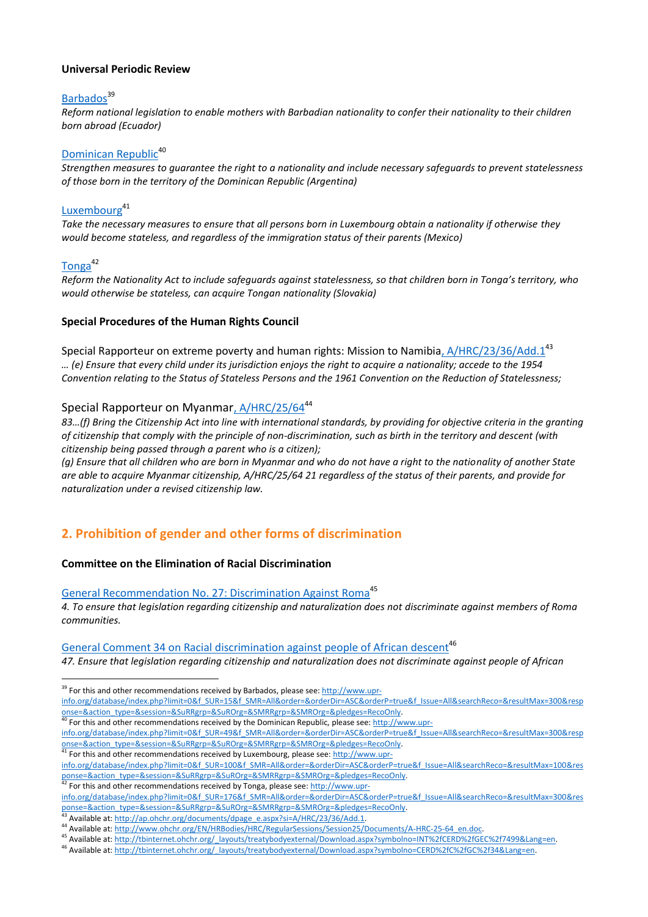**Universal Periodic Review**

[Barbados](http://www.upr-info.org/database/index.php?limit=0&f_SUR=15&f_SMR=All&order=&orderDir=ASC&orderP=true&f_Issue=All&searchReco=&resultMax=300&response=&action_type=&session=&SuRRgrp=&SuROrg=&SMRRgrp=&SMROrg=&pledges=RecoOnly)[39]

*Reform national legislation to enable mothers with Barbadian nationality to confer their nationality to their children born abroad (Ecuador)*

[Dominican Republic](http://www.upr-info.org/database/index.php?limit=0&f_SUR=49&f_SMR=All&order=&orderDir=ASC&orderP=true&f_Issue=All&searchReco=&resultMax=300&response=&action_type=&session=&SuRRgrp=&SuROrg=&SMRRgrp=&SMROrg=&pledges=RecoOnly)[40]

*Strengthen measures to guarantee the right to a nationality and include necessary safeguards to prevent statelessness of those born in the territory of the Dominican Republic (Argentina)*

[Luxembourg](http://www.upr-info.org/database/index.php?limit=0&f_SUR=100&f_SMR=All&order=&orderDir=ASC&orderP=true&f_Issue=All&searchReco=&resultMax=100&response=&action_type=&session=&SuRRgrp=&SuROrg=&SMRRgrp=&SMROrg=&pledges=RecoOnly)[41]

*Take the necessary measures to ensure that all persons born in Luxembourg obtain a nationality if otherwise they would become stateless, and regardless of the immigration status of their parents (Mexico)*

[Tonga](http://www.upr-info.org/database/index.php?limit=0&f_SUR=176&f_SMR=All&order=&orderDir=ASC&orderP=true&f_Issue=All&searchReco=&resultMax=300&response=&action_type=&session=&SuRRgrp=&SuROrg=&SMRRgrp=&SMROrg=&pledges=RecoOnly)[42]

*Reform the Nationality Act to include safeguards against statelessness, so that children born in Tonga's territory, who would otherwise be stateless, can acquire Tongan nationality (Slovakia)*

**Special Procedures of the Human Rights Council**

Special Rapporteur on extreme poverty and human rights: Mission to Namibia[, A/HRC/23/36/Add.1](http://ap.ohchr.org/documents/dpage_e.aspx?si=A/HRC/23/36/Add.1)[43]

*… (e) Ensure that every child under its jurisdiction enjoys the right to acquire a nationality; accede to the 1954 Convention relating to the Status of Stateless Persons and the 1961 Convention on the Reduction of Statelessness;*

Special Rapporteur on Myanmar[, A/HRC/25/64](http://www.ohchr.org/EN/HRBodies/HRC/RegularSessions/Session25/Documents/A-HRC-25-64_en.doc)[44]

*83…(f) Bring the Citizenship Act into line with international standards, by providing for objective criteria in the granting of citizenship that comply with the principle of non-discrimination, such as birth in the territory and descent (with citizenship being passed through a parent who is a citizen);*

*(g) Ensure that all children who are born in Myanmar and who do not have a right to the nationality of another State are able to acquire Myanmar citizenship, A/HRC/25/64 21 regardless of the status of their parents, and provide for naturalization under a revised citizenship law.*

## 2. Prohibition of gender and other forms of discrimination

**Committee on the Elimination of Racial Discrimination**

[General Recommendation No. 27: Discrimination Against Roma](http://tbinternet.ohchr.org/_layouts/treatybodyexternal/Download.aspx?symbolno=INT%2fCERD%2fGEC%2f7499&Lang=en)[45]

*4. To ensure that legislation regarding citizenship and naturalization does not discriminate against members of Roma communities.*

[General Comment 34 on Racial discrimination against people of African descent](http://tbinternet.ohchr.org/_layouts/treatybodyexternal/Download.aspx?symbolno=CERD%2fC%2fGC%2f34&Lang=en)[46]

*47. Ensure that legislation regarding citizenship and naturalization does not discriminate against people of African*

---

[39] For this and other recommendations received by Barbados, please see: http://www.upr-info.org/database/index.php?limit=0&f_SUR=15&f_SMR=All&order=&orderDir=ASC&orderP=true&f_Issue=All&searchReco=&resultMax=300&response=&action_type=&session=&SuRRgrp=&SuROrg=&SMRRgrp=&SMROrg=&pledges=RecoOnly.

[40] For this and other recommendations received by the Dominican Republic, please see: http://www.upr-info.org/database/index.php?limit=0&f_SUR=49&f_SMR=All&order=&orderDir=ASC&orderP=true&f_Issue=All&searchReco=&resultMax=300&response=&action_type=&session=&SuRRgrp=&SuROrg=&SMRRgrp=&SMROrg=&pledges=RecoOnly.

[41] For this and other recommendations received by Luxembourg, please see: http://www.upr-info.org/database/index.php?limit=0&f_SUR=100&f_SMR=All&order=&orderDir=ASC&orderP=true&f_Issue=All&searchReco=&resultMax=100&response=&action_type=&session=&SuRRgrp=&SuROrg=&SMRRgrp=&SMROrg=&pledges=RecoOnly.

[42] For this and other recommendations received by Tonga, please see: http://www.upr-info.org/database/index.php?limit=0&f_SUR=176&f_SMR=All&order=&orderDir=ASC&orderP=true&f_Issue=All&searchReco=&resultMax=300&response=&action_type=&session=&SuRRgrp=&SuROrg=&SMRRgrp=&SMROrg=&pledges=RecoOnly.

[43] Available at: http://ap.ohchr.org/documents/dpage_e.aspx?si=A/HRC/23/36/Add.1.

[44] Available at: http://www.ohchr.org/EN/HRBodies/HRC/RegularSessions/Session25/Documents/A-HRC-25-64_en.doc.

[45] Available at: http://tbinternet.ohchr.org/_layouts/treatybodyexternal/Download.aspx?symbolno=INT%2fCERD%2fGEC%2f7499&Lang=en.

[46] Available at: http://tbinternet.ohchr.org/_layouts/treatybodyexternal/Download.aspx?symbolno=CERD%2fC%2fGC%2f34&Lang=en.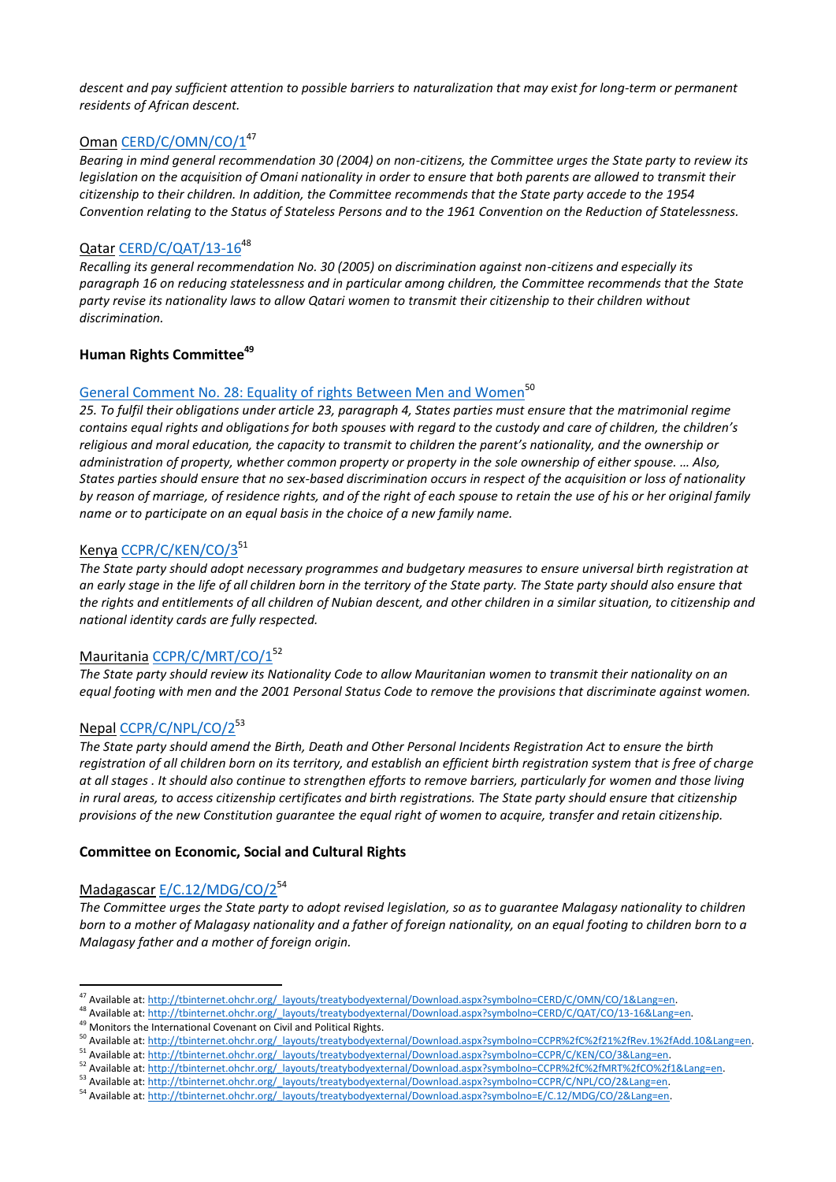*descent and pay sufficient attention to possible barriers to naturalization that may exist for long-term or permanent residents of African descent.*

Oman [CERD/C/OMN/CO/1](http://tbinternet.ohchr.org/_layouts/treatybodyexternal/Download.aspx?symbolno=CERD/C/OMN/CO/1&Lang=en)[47]

*Bearing in mind general recommendation 30 (2004) on non-citizens, the Committee urges the State party to review its legislation on the acquisition of Omani nationality in order to ensure that both parents are allowed to transmit their citizenship to their children. In addition, the Committee recommends that the State party accede to the 1954 Convention relating to the Status of Stateless Persons and to the 1961 Convention on the Reduction of Statelessness.*

Qatar [CERD/C/QAT/13-16](http://tbinternet.ohchr.org/_layouts/treatybodyexternal/Download.aspx?symbolno=CERD/C/QAT/CO/13-16&Lang=en)[48]

*Recalling its general recommendation No. 30 (2005) on discrimination against non-citizens and especially its paragraph 16 on reducing statelessness and in particular among children, the Committee recommends that the State party revise its nationality laws to allow Qatari women to transmit their citizenship to their children without discrimination.*

**Human Rights Committee[49]**

[General Comment No. 28: Equality of rights Between Men and Women](http://tbinternet.ohchr.org/_layouts/treatybodyexternal/Download.aspx?symbolno=CCPR%2fC%2f21%2fRev.1%2fAdd.10&Lang=en)[50]

*25. To fulfil their obligations under article 23, paragraph 4, States parties must ensure that the matrimonial regime contains equal rights and obligations for both spouses with regard to the custody and care of children, the children's religious and moral education, the capacity to transmit to children the parent's nationality, and the ownership or administration of property, whether common property or property in the sole ownership of either spouse. … Also, States parties should ensure that no sex-based discrimination occurs in respect of the acquisition or loss of nationality by reason of marriage, of residence rights, and of the right of each spouse to retain the use of his or her original family name or to participate on an equal basis in the choice of a new family name.*

Kenya [CCPR/C/KEN/CO/3](http://tbinternet.ohchr.org/_layouts/treatybodyexternal/Download.aspx?symbolno=CCPR/C/KEN/CO/3&Lang=en)[51]

*The State party should adopt necessary programmes and budgetary measures to ensure universal birth registration at an early stage in the life of all children born in the territory of the State party. The State party should also ensure that the rights and entitlements of all children of Nubian descent, and other children in a similar situation, to citizenship and national identity cards are fully respected.*

Mauritania [CCPR/C/MRT/CO/1](http://tbinternet.ohchr.org/_layouts/treatybodyexternal/Download.aspx?symbolno=CCPR%2fC%2fMRT%2fCO%2f1&Lang=en)[52]

*The State party should review its Nationality Code to allow Mauritanian women to transmit their nationality on an equal footing with men and the 2001 Personal Status Code to remove the provisions that discriminate against women.*

Nepal [CCPR/C/NPL/CO/2](http://tbinternet.ohchr.org/_layouts/treatybodyexternal/Download.aspx?symbolno=CCPR/C/NPL/CO/2&Lang=en)[53]

*The State party should amend the Birth, Death and Other Personal Incidents Registration Act to ensure the birth registration of all children born on its territory, and establish an efficient birth registration system that is free of charge at all stages . It should also continue to strengthen efforts to remove barriers, particularly for women and those living in rural areas, to access citizenship certificates and birth registrations. The State party should ensure that citizenship provisions of the new Constitution guarantee the equal right of women to acquire, transfer and retain citizenship.*

**Committee on Economic, Social and Cultural Rights**

Madagascar [E/C.12/MDG/CO/2](http://tbinternet.ohchr.org/_layouts/treatybodyexternal/Download.aspx?symbolno=E/C.12/MDG/CO/2&Lang=en)[54]

*The Committee urges the State party to adopt revised legislation, so as to guarantee Malagasy nationality to children born to a mother of Malagasy nationality and a father of foreign nationality, on an equal footing to children born to a Malagasy father and a mother of foreign origin.*

---

[47] Available at: http://tbinternet.ohchr.org/_layouts/treatybodyexternal/Download.aspx?symbolno=CERD/C/OMN/CO/1&Lang=en.

[48] Available at: http://tbinternet.ohchr.org/_layouts/treatybodyexternal/Download.aspx?symbolno=CERD/C/QAT/CO/13-16&Lang=en.

[49] Monitors the International Covenant on Civil and Political Rights.

[50] Available at: http://tbinternet.ohchr.org/_layouts/treatybodyexternal/Download.aspx?symbolno=CCPR%2fC%2f21%2fRev.1%2fAdd.10&Lang=en.

[51] Available at: http://tbinternet.ohchr.org/_layouts/treatybodyexternal/Download.aspx?symbolno=CCPR/C/KEN/CO/3&Lang=en.

[52] Available at: http://tbinternet.ohchr.org/_layouts/treatybodyexternal/Download.aspx?symbolno=CCPR%2fC%2fMRT%2fCO%2f1&Lang=en.

[53] Available at: http://tbinternet.ohchr.org/_layouts/treatybodyexternal/Download.aspx?symbolno=CCPR/C/NPL/CO/2&Lang=en.

[54] Available at: http://tbinternet.ohchr.org/_layouts/treatybodyexternal/Download.aspx?symbolno=E/C.12/MDG/CO/2&Lang=en.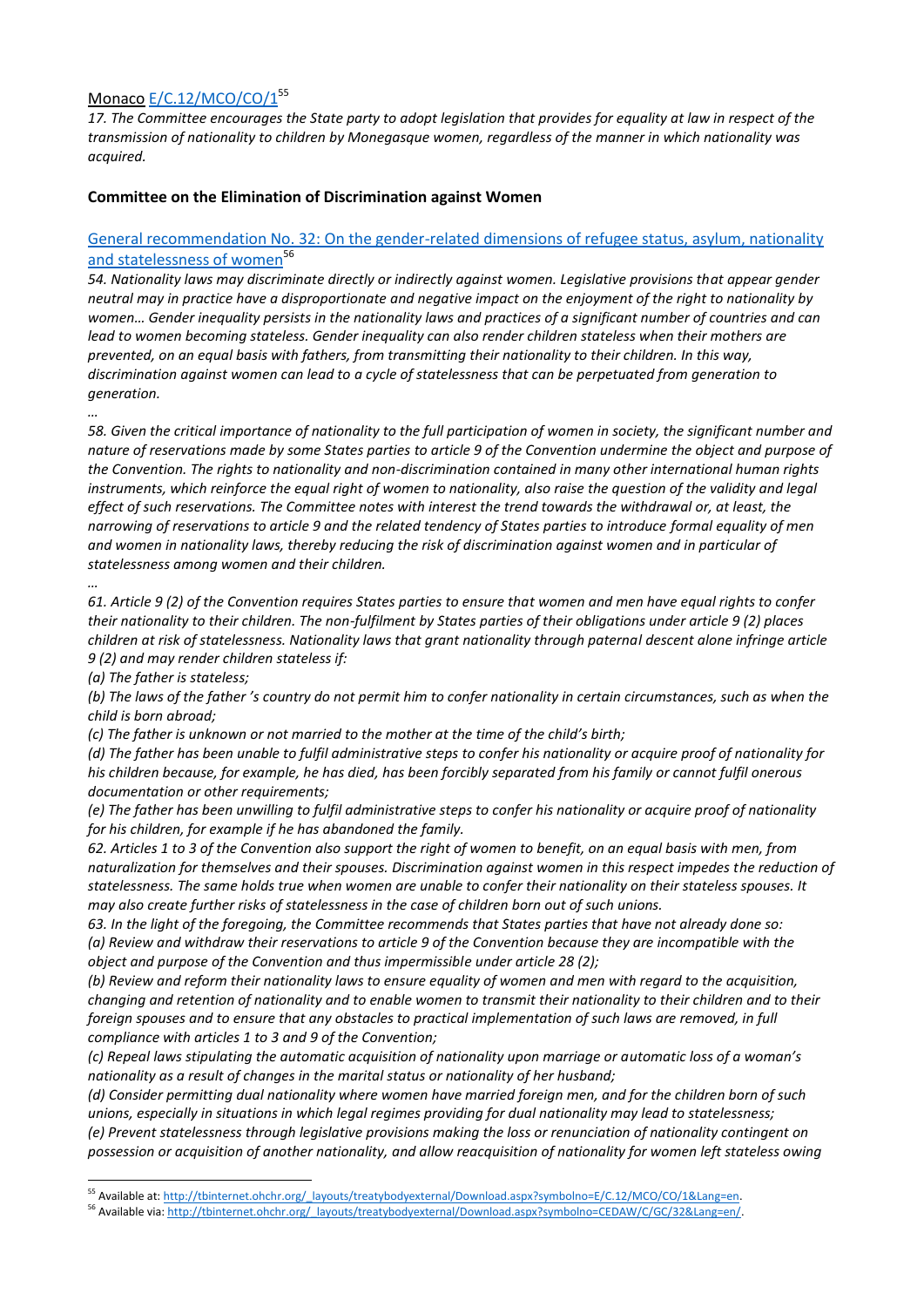[Monaco](http://tbinternet.ohchr.org/_layouts/treatybodyexternal/Download.aspx?symbolno=E/C.12/MCO/CO/1&Lang=en) [E/C.12/MCO/CO/1](http://tbinternet.ohchr.org/_layouts/treatybodyexternal/Download.aspx?symbolno=E/C.12/MCO/CO/1&Lang=en)[55]

*17. The Committee encourages the State party to adopt legislation that provides for equality at law in respect of the transmission of nationality to children by Monegasque women, regardless of the manner in which nationality was acquired.*

**Committee on the Elimination of Discrimination against Women**

[General recommendation No. 32: On the gender-related dimensions of refugee status, asylum, nationality and statelessness of women](http://tbinternet.ohchr.org/_layouts/treatybodyexternal/Download.aspx?symbolno=CEDAW/C/GC/32&Lang=en/)[56]

*54. Nationality laws may discriminate directly or indirectly against women. Legislative provisions that appear gender neutral may in practice have a disproportionate and negative impact on the enjoyment of the right to nationality by women… Gender inequality persists in the nationality laws and practices of a significant number of countries and can lead to women becoming stateless. Gender inequality can also render children stateless when their mothers are prevented, on an equal basis with fathers, from transmitting their nationality to their children. In this way, discrimination against women can lead to a cycle of statelessness that can be perpetuated from generation to generation.*

*…*

*58. Given the critical importance of nationality to the full participation of women in society, the significant number and nature of reservations made by some States parties to article 9 of the Convention undermine the object and purpose of the Convention. The rights to nationality and non-discrimination contained in many other international human rights instruments, which reinforce the equal right of women to nationality, also raise the question of the validity and legal effect of such reservations. The Committee notes with interest the trend towards the withdrawal or, at least, the narrowing of reservations to article 9 and the related tendency of States parties to introduce formal equality of men and women in nationality laws, thereby reducing the risk of discrimination against women and in particular of statelessness among women and their children.*

*…*

*61. Article 9 (2) of the Convention requires States parties to ensure that women and men have equal rights to confer their nationality to their children. The non-fulfilment by States parties of their obligations under article 9 (2) places children at risk of statelessness. Nationality laws that grant nationality through paternal descent alone infringe article 9 (2) and may render children stateless if:*

*(a) The father is stateless;*

*(b) The laws of the father 's country do not permit him to confer nationality in certain circumstances, such as when the child is born abroad;*

*(c) The father is unknown or not married to the mother at the time of the child's birth;*

*(d) The father has been unable to fulfil administrative steps to confer his nationality or acquire proof of nationality for his children because, for example, he has died, has been forcibly separated from his family or cannot fulfil onerous documentation or other requirements;*

*(e) The father has been unwilling to fulfil administrative steps to confer his nationality or acquire proof of nationality for his children, for example if he has abandoned the family.*

*62. Articles 1 to 3 of the Convention also support the right of women to benefit, on an equal basis with men, from naturalization for themselves and their spouses. Discrimination against women in this respect impedes the reduction of statelessness. The same holds true when women are unable to confer their nationality on their stateless spouses. It may also create further risks of statelessness in the case of children born out of such unions.*

*63. In the light of the foregoing, the Committee recommends that States parties that have not already done so:*

*(a) Review and withdraw their reservations to article 9 of the Convention because they are incompatible with the object and purpose of the Convention and thus impermissible under article 28 (2);*

*(b) Review and reform their nationality laws to ensure equality of women and men with regard to the acquisition, changing and retention of nationality and to enable women to transmit their nationality to their children and to their foreign spouses and to ensure that any obstacles to practical implementation of such laws are removed, in full compliance with articles 1 to 3 and 9 of the Convention;*

*(c) Repeal laws stipulating the automatic acquisition of nationality upon marriage or automatic loss of a woman's nationality as a result of changes in the marital status or nationality of her husband;*

*(d) Consider permitting dual nationality where women have married foreign men, and for the children born of such unions, especially in situations in which legal regimes providing for dual nationality may lead to statelessness;*

*(e) Prevent statelessness through legislative provisions making the loss or renunciation of nationality contingent on possession or acquisition of another nationality, and allow reacquisition of nationality for women left stateless owing*

---

[55] Available at: http://tbinternet.ohchr.org/_layouts/treatybodyexternal/Download.aspx?symbolno=E/C.12/MCO/CO/1&Lang=en.

[56] Available via: http://tbinternet.ohchr.org/_layouts/treatybodyexternal/Download.aspx?symbolno=CEDAW/C/GC/32&Lang=en/.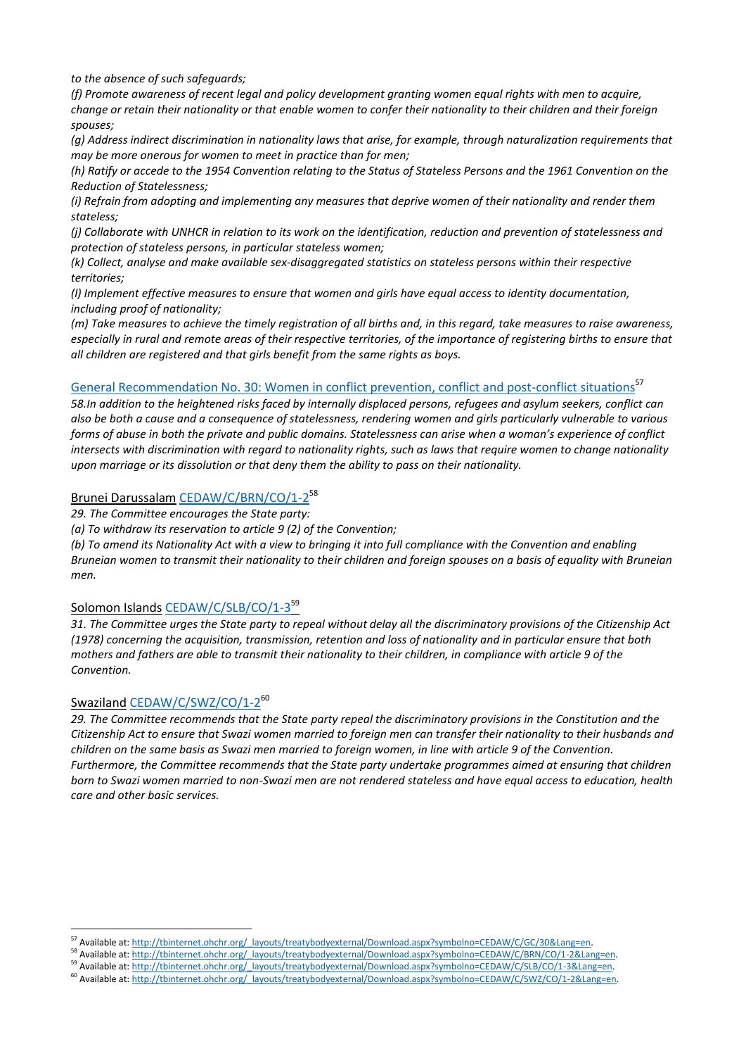*to the absence of such safeguards;*

*(f) Promote awareness of recent legal and policy development granting women equal rights with men to acquire, change or retain their nationality or that enable women to confer their nationality to their children and their foreign spouses;*

*(g) Address indirect discrimination in nationality laws that arise, for example, through naturalization requirements that may be more onerous for women to meet in practice than for men;*

*(h) Ratify or accede to the 1954 Convention relating to the Status of Stateless Persons and the 1961 Convention on the Reduction of Statelessness;*

*(i) Refrain from adopting and implementing any measures that deprive women of their nationality and render them stateless;*

*(j) Collaborate with UNHCR in relation to its work on the identification, reduction and prevention of statelessness and protection of stateless persons, in particular stateless women;*

*(k) Collect, analyse and make available sex-disaggregated statistics on stateless persons within their respective territories;*

*(l) Implement effective measures to ensure that women and girls have equal access to identity documentation, including proof of nationality;*

*(m) Take measures to achieve the timely registration of all births and, in this regard, take measures to raise awareness, especially in rural and remote areas of their respective territories, of the importance of registering births to ensure that all children are registered and that girls benefit from the same rights as boys.*

### General Recommendation No. 30: Women in conflict prevention, conflict and post-conflict situations[57]

*58.In addition to the heightened risks faced by internally displaced persons, refugees and asylum seekers, conflict can also be both a cause and a consequence of statelessness, rendering women and girls particularly vulnerable to various forms of abuse in both the private and public domains. Statelessness can arise when a woman's experience of conflict intersects with discrimination with regard to nationality rights, such as laws that require women to change nationality upon marriage or its dissolution or that deny them the ability to pass on their nationality.*

### Brunei Darussalam CEDAW/C/BRN/CO/1-2[58]

*29. The Committee encourages the State party:*

*(a) To withdraw its reservation to article 9 (2) of the Convention;*

*(b) To amend its Nationality Act with a view to bringing it into full compliance with the Convention and enabling Bruneian women to transmit their nationality to their children and foreign spouses on a basis of equality with Bruneian men.*

### Solomon Islands CEDAW/C/SLB/CO/1-3[59]

*31. The Committee urges the State party to repeal without delay all the discriminatory provisions of the Citizenship Act (1978) concerning the acquisition, transmission, retention and loss of nationality and in particular ensure that both mothers and fathers are able to transmit their nationality to their children, in compliance with article 9 of the Convention.*

### Swaziland CEDAW/C/SWZ/CO/1-2[60]

*29. The Committee recommends that the State party repeal the discriminatory provisions in the Constitution and the Citizenship Act to ensure that Swazi women married to foreign men can transfer their nationality to their husbands and children on the same basis as Swazi men married to foreign women, in line with article 9 of the Convention. Furthermore, the Committee recommends that the State party undertake programmes aimed at ensuring that children born to Swazi women married to non-Swazi men are not rendered stateless and have equal access to education, health care and other basic services.*

---

[57] Available at: http://tbinternet.ohchr.org/_layouts/treatybodyexternal/Download.aspx?symbolno=CEDAW/C/GC/30&Lang=en.

[58] Available at: http://tbinternet.ohchr.org/_layouts/treatybodyexternal/Download.aspx?symbolno=CEDAW/C/BRN/CO/1-2&Lang=en.

[59] Available at: http://tbinternet.ohchr.org/_layouts/treatybodyexternal/Download.aspx?symbolno=CEDAW/C/SLB/CO/1-3&Lang=en.

[60] Available at: http://tbinternet.ohchr.org/_layouts/treatybodyexternal/Download.aspx?symbolno=CEDAW/C/SWZ/CO/1-2&Lang=en.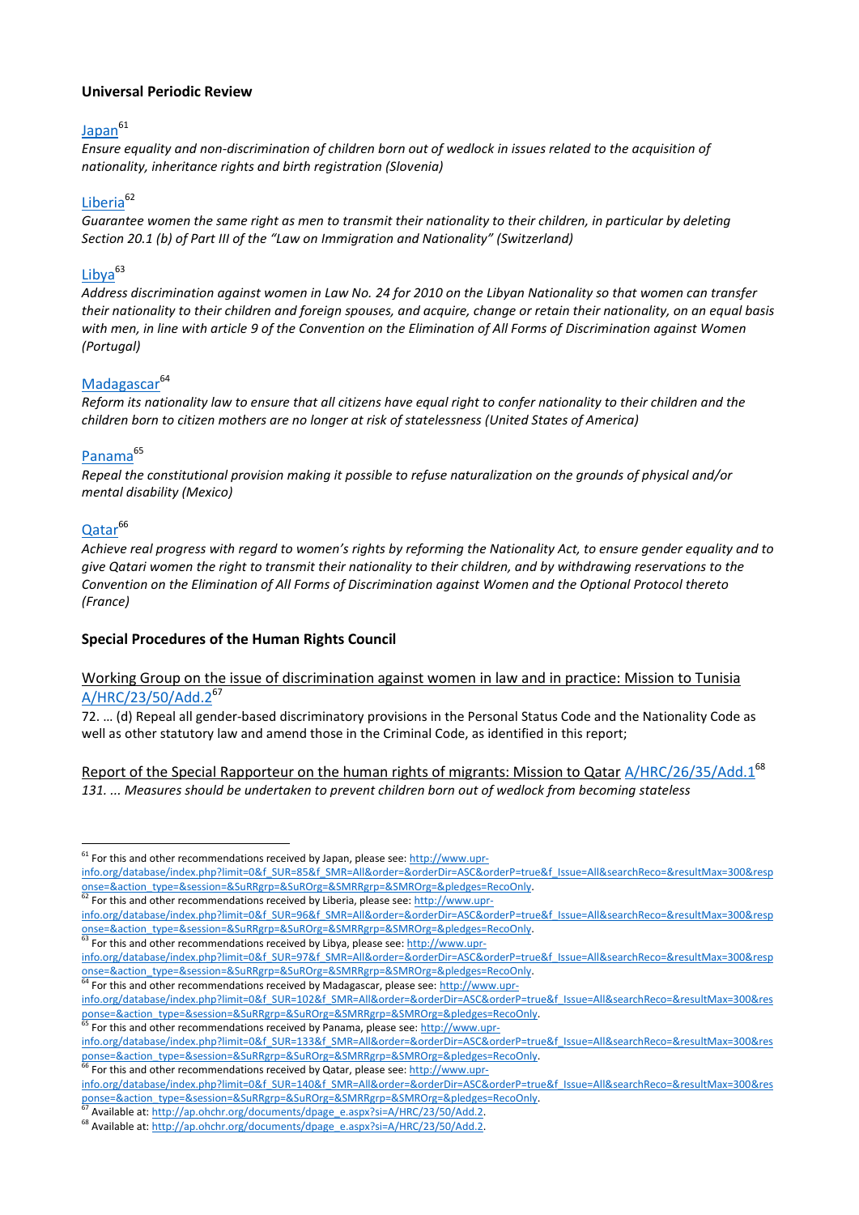**Universal Periodic Review**

Japan[61]

*Ensure equality and non-discrimination of children born out of wedlock in issues related to the acquisition of nationality, inheritance rights and birth registration (Slovenia)*

Liberia[62]

*Guarantee women the same right as men to transmit their nationality to their children, in particular by deleting Section 20.1 (b) of Part III of the "Law on Immigration and Nationality" (Switzerland)*

Libya[63]

*Address discrimination against women in Law No. 24 for 2010 on the Libyan Nationality so that women can transfer their nationality to their children and foreign spouses, and acquire, change or retain their nationality, on an equal basis with men, in line with article 9 of the Convention on the Elimination of All Forms of Discrimination against Women (Portugal)*

Madagascar[64]

*Reform its nationality law to ensure that all citizens have equal right to confer nationality to their children and the children born to citizen mothers are no longer at risk of statelessness (United States of America)*

Panama[65]

*Repeal the constitutional provision making it possible to refuse naturalization on the grounds of physical and/or mental disability (Mexico)*

Qatar[66]

*Achieve real progress with regard to women's rights by reforming the Nationality Act, to ensure gender equality and to give Qatari women the right to transmit their nationality to their children, and by withdrawing reservations to the Convention on the Elimination of All Forms of Discrimination against Women and the Optional Protocol thereto (France)*

**Special Procedures of the Human Rights Council**

Working Group on the issue of discrimination against women in law and in practice: Mission to Tunisia A/HRC/23/50/Add.2[67]

72. … (d) Repeal all gender-based discriminatory provisions in the Personal Status Code and the Nationality Code as well as other statutory law and amend those in the Criminal Code, as identified in this report;

Report of the Special Rapporteur on the human rights of migrants: Mission to Qatar A/HRC/26/35/Add.1[68]

*131. ... Measures should be undertaken to prevent children born out of wedlock from becoming stateless*

---

[61] For this and other recommendations received by Japan, please see: http://www.upr-info.org/database/index.php?limit=0&f_SUR=85&f_SMR=All&order=&orderDir=ASC&orderP=true&f_Issue=All&searchReco=&resultMax=300&response=&action_type=&session=&SuRRgrp=&SuROrg=&SMRRgrp=&SMROrg=&pledges=RecoOnly.

[62] For this and other recommendations received by Liberia, please see: http://www.upr-info.org/database/index.php?limit=0&f_SUR=96&f_SMR=All&order=&orderDir=ASC&orderP=true&f_Issue=All&searchReco=&resultMax=300&response=&action_type=&session=&SuRRgrp=&SuROrg=&SMRRgrp=&SMROrg=&pledges=RecoOnly.

[63] For this and other recommendations received by Libya, please see: http://www.upr-info.org/database/index.php?limit=0&f_SUR=97&f_SMR=All&order=&orderDir=ASC&orderP=true&f_Issue=All&searchReco=&resultMax=300&response=&action_type=&session=&SuRRgrp=&SuROrg=&SMRRgrp=&SMROrg=&pledges=RecoOnly.

[64] For this and other recommendations received by Madagascar, please see: http://www.upr-info.org/database/index.php?limit=0&f_SUR=102&f_SMR=All&order=&orderDir=ASC&orderP=true&f_Issue=All&searchReco=&resultMax=300&response=&action_type=&session=&SuRRgrp=&SuROrg=&SMRRgrp=&SMROrg=&pledges=RecoOnly.

[65] For this and other recommendations received by Panama, please see: http://www.upr-info.org/database/index.php?limit=0&f_SUR=133&f_SMR=All&order=&orderDir=ASC&orderP=true&f_Issue=All&searchReco=&resultMax=300&response=&action_type=&session=&SuRRgrp=&SuROrg=&SMRRgrp=&SMROrg=&pledges=RecoOnly.

[66] For this and other recommendations received by Qatar, please see: http://www.upr-info.org/database/index.php?limit=0&f_SUR=140&f_SMR=All&order=&orderDir=ASC&orderP=true&f_Issue=All&searchReco=&resultMax=300&response=&action_type=&session=&SuRRgrp=&SuROrg=&SMRRgrp=&SMROrg=&pledges=RecoOnly.

[67] Available at: http://ap.ohchr.org/documents/dpage_e.aspx?si=A/HRC/23/50/Add.2.

[68] Available at: http://ap.ohchr.org/documents/dpage_e.aspx?si=A/HRC/23/50/Add.2.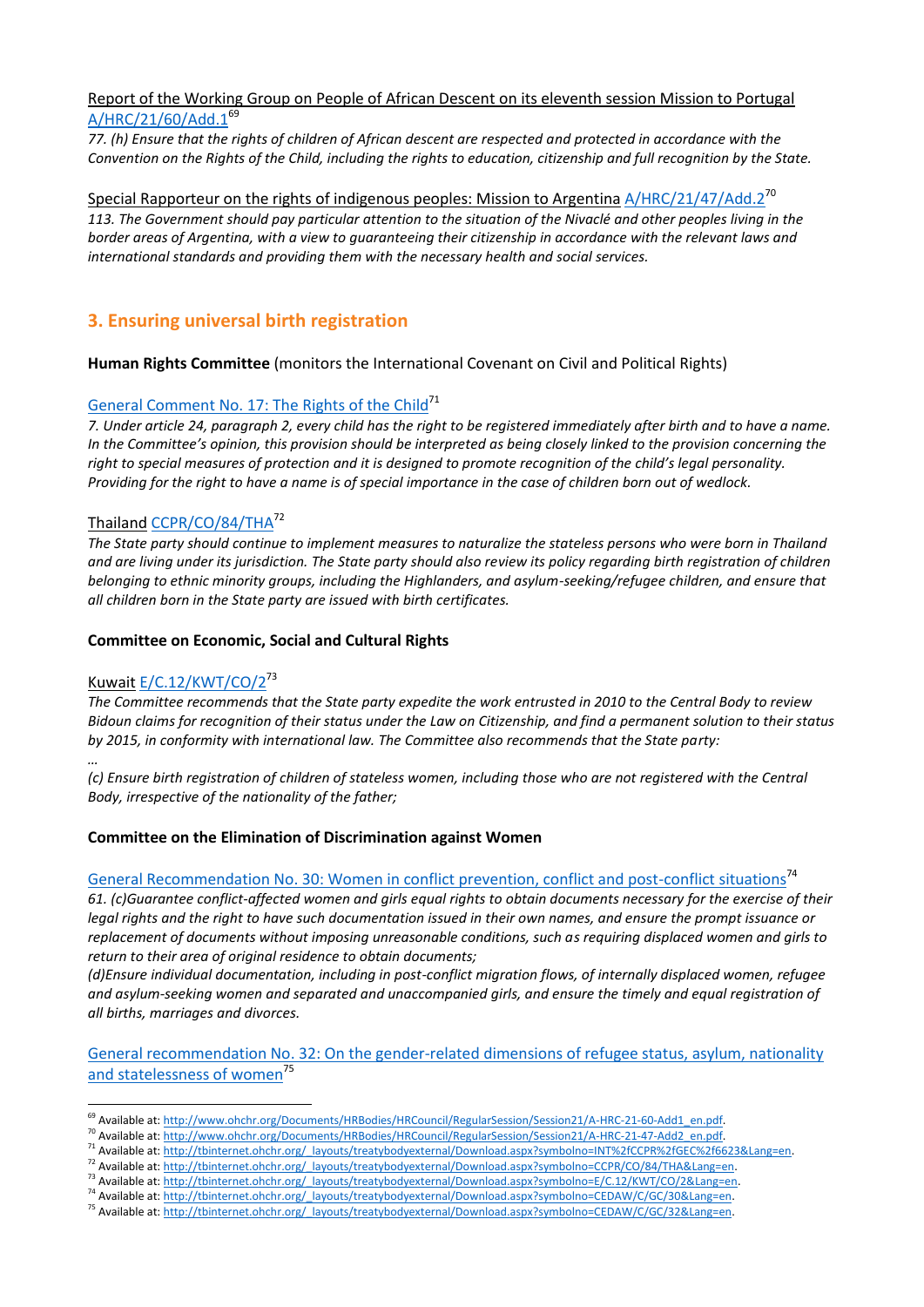Report of the Working Group on People of African Descent on its eleventh session Mission to Portugal A/HRC/21/60/Add.1[69]

*77. (h) Ensure that the rights of children of African descent are respected and protected in accordance with the Convention on the Rights of the Child, including the rights to education, citizenship and full recognition by the State.*

Special Rapporteur on the rights of indigenous peoples: Mission to Argentina A/HRC/21/47/Add.2[70]

*113. The Government should pay particular attention to the situation of the Nivaclé and other peoples living in the border areas of Argentina, with a view to guaranteeing their citizenship in accordance with the relevant laws and international standards and providing them with the necessary health and social services.*

## 3. Ensuring universal birth registration

**Human Rights Committee** (monitors the International Covenant on Civil and Political Rights)

General Comment No. 17: The Rights of the Child[71]

*7. Under article 24, paragraph 2, every child has the right to be registered immediately after birth and to have a name. In the Committee's opinion, this provision should be interpreted as being closely linked to the provision concerning the right to special measures of protection and it is designed to promote recognition of the child's legal personality. Providing for the right to have a name is of special importance in the case of children born out of wedlock.*

Thailand CCPR/CO/84/THA[72]

*The State party should continue to implement measures to naturalize the stateless persons who were born in Thailand and are living under its jurisdiction. The State party should also review its policy regarding birth registration of children belonging to ethnic minority groups, including the Highlanders, and asylum-seeking/refugee children, and ensure that all children born in the State party are issued with birth certificates.*

**Committee on Economic, Social and Cultural Rights**

Kuwait E/C.12/KWT/CO/2[73]

*The Committee recommends that the State party expedite the work entrusted in 2010 to the Central Body to review Bidoun claims for recognition of their status under the Law on Citizenship, and find a permanent solution to their status by 2015, in conformity with international law. The Committee also recommends that the State party:*

*…*

*(c) Ensure birth registration of children of stateless women, including those who are not registered with the Central Body, irrespective of the nationality of the father;*

**Committee on the Elimination of Discrimination against Women**

General Recommendation No. 30: Women in conflict prevention, conflict and post-conflict situations[74]

*61. (c)Guarantee conflict-affected women and girls equal rights to obtain documents necessary for the exercise of their legal rights and the right to have such documentation issued in their own names, and ensure the prompt issuance or replacement of documents without imposing unreasonable conditions, such as requiring displaced women and girls to return to their area of original residence to obtain documents;*

*(d)Ensure individual documentation, including in post-conflict migration flows, of internally displaced women, refugee and asylum-seeking women and separated and unaccompanied girls, and ensure the timely and equal registration of all births, marriages and divorces.*

General recommendation No. 32: On the gender-related dimensions of refugee status, asylum, nationality and statelessness of women[75]

---

[69] Available at: http://www.ohchr.org/Documents/HRBodies/HRCouncil/RegularSession/Session21/A-HRC-21-60-Add1_en.pdf.

[70] Available at: http://www.ohchr.org/Documents/HRBodies/HRCouncil/RegularSession/Session21/A-HRC-21-47-Add2_en.pdf.

[71] Available at: http://tbinternet.ohchr.org/_layouts/treatybodyexternal/Download.aspx?symbolno=INT%2fCCPR%2fGEC%2f6623&Lang=en.

[72] Available at: http://tbinternet.ohchr.org/_layouts/treatybodyexternal/Download.aspx?symbolno=CCPR/CO/84/THA&Lang=en.

[73] Available at: http://tbinternet.ohchr.org/_layouts/treatybodyexternal/Download.aspx?symbolno=E/C.12/KWT/CO/2&Lang=en.

[74] Available at: http://tbinternet.ohchr.org/_layouts/treatybodyexternal/Download.aspx?symbolno=CEDAW/C/GC/30&Lang=en.

[75] Available at: http://tbinternet.ohchr.org/_layouts/treatybodyexternal/Download.aspx?symbolno=CEDAW/C/GC/32&Lang=en.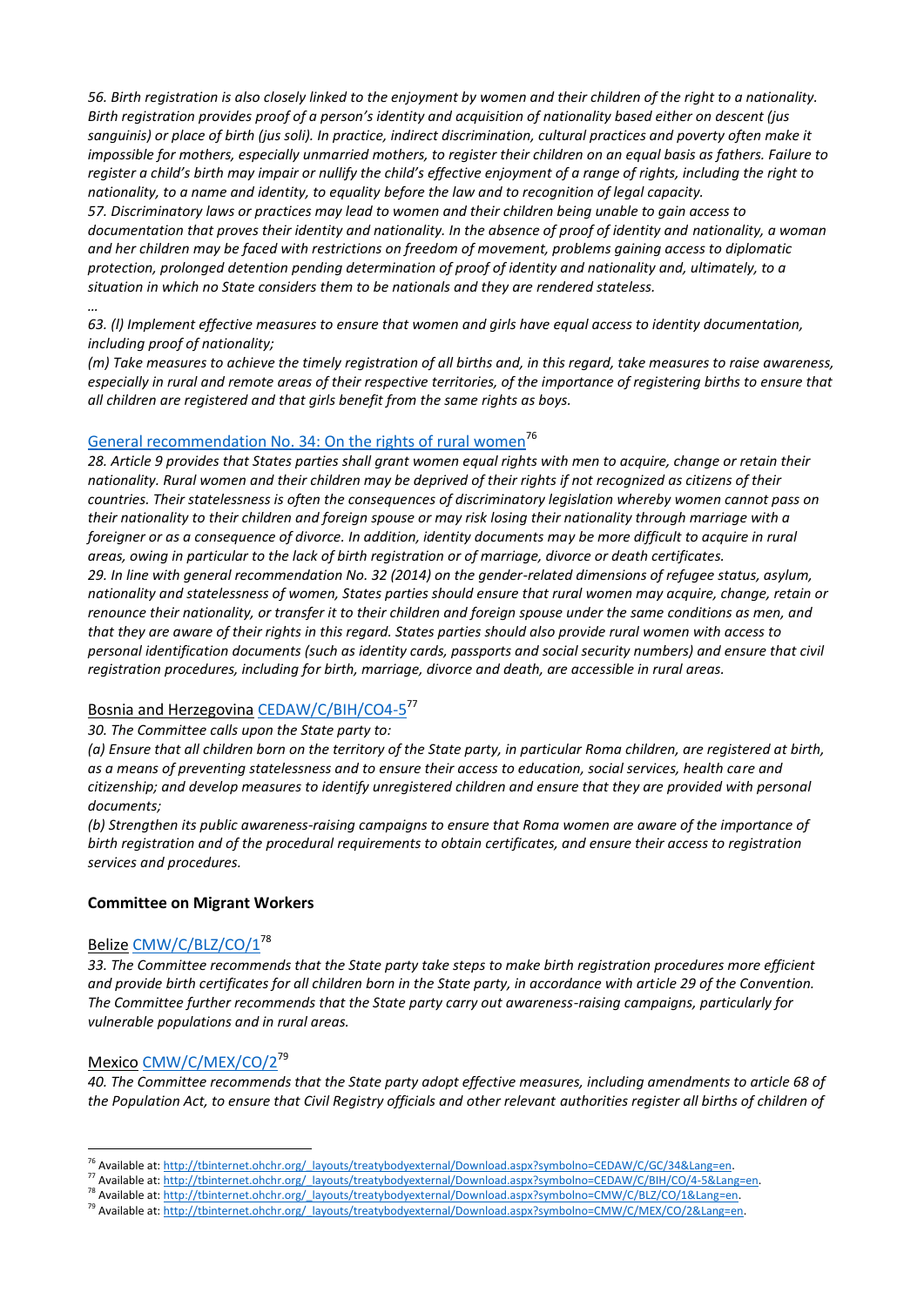*56. Birth registration is also closely linked to the enjoyment by women and their children of the right to a nationality. Birth registration provides proof of a person's identity and acquisition of nationality based either on descent (jus sanguinis) or place of birth (jus soli). In practice, indirect discrimination, cultural practices and poverty often make it impossible for mothers, especially unmarried mothers, to register their children on an equal basis as fathers. Failure to register a child's birth may impair or nullify the child's effective enjoyment of a range of rights, including the right to nationality, to a name and identity, to equality before the law and to recognition of legal capacity.*

*57. Discriminatory laws or practices may lead to women and their children being unable to gain access to documentation that proves their identity and nationality. In the absence of proof of identity and nationality, a woman and her children may be faced with restrictions on freedom of movement, problems gaining access to diplomatic protection, prolonged detention pending determination of proof of identity and nationality and, ultimately, to a situation in which no State considers them to be nationals and they are rendered stateless.*

*…*

*63. (l) Implement effective measures to ensure that women and girls have equal access to identity documentation, including proof of nationality;*

*(m) Take measures to achieve the timely registration of all births and, in this regard, take measures to raise awareness, especially in rural and remote areas of their respective territories, of the importance of registering births to ensure that all children are registered and that girls benefit from the same rights as boys.*

General recommendation No. 34: On the rights of rural women[76]

*28. Article 9 provides that States parties shall grant women equal rights with men to acquire, change or retain their nationality. Rural women and their children may be deprived of their rights if not recognized as citizens of their countries. Their statelessness is often the consequences of discriminatory legislation whereby women cannot pass on their nationality to their children and foreign spouse or may risk losing their nationality through marriage with a foreigner or as a consequence of divorce. In addition, identity documents may be more difficult to acquire in rural areas, owing in particular to the lack of birth registration or of marriage, divorce or death certificates.*

*29. In line with general recommendation No. 32 (2014) on the gender-related dimensions of refugee status, asylum, nationality and statelessness of women, States parties should ensure that rural women may acquire, change, retain or renounce their nationality, or transfer it to their children and foreign spouse under the same conditions as men, and that they are aware of their rights in this regard. States parties should also provide rural women with access to personal identification documents (such as identity cards, passports and social security numbers) and ensure that civil registration procedures, including for birth, marriage, divorce and death, are accessible in rural areas.*

Bosnia and Herzegovina CEDAW/C/BIH/CO4-5[77]

*30. The Committee calls upon the State party to:*

*(a) Ensure that all children born on the territory of the State party, in particular Roma children, are registered at birth, as a means of preventing statelessness and to ensure their access to education, social services, health care and citizenship; and develop measures to identify unregistered children and ensure that they are provided with personal documents;*

*(b) Strengthen its public awareness-raising campaigns to ensure that Roma women are aware of the importance of birth registration and of the procedural requirements to obtain certificates, and ensure their access to registration services and procedures.*

**Committee on Migrant Workers**

Belize CMW/C/BLZ/CO/1[78]

*33. The Committee recommends that the State party take steps to make birth registration procedures more efficient and provide birth certificates for all children born in the State party, in accordance with article 29 of the Convention. The Committee further recommends that the State party carry out awareness-raising campaigns, particularly for vulnerable populations and in rural areas.*

Mexico CMW/C/MEX/CO/2[79]

*40. The Committee recommends that the State party adopt effective measures, including amendments to article 68 of the Population Act, to ensure that Civil Registry officials and other relevant authorities register all births of children of*

---

[76] Available at: http://tbinternet.ohchr.org/_layouts/treatybodyexternal/Download.aspx?symbolno=CEDAW/C/GC/34&Lang=en.

[77] Available at: http://tbinternet.ohchr.org/_layouts/treatybodyexternal/Download.aspx?symbolno=CEDAW/C/BIH/CO/4-5&Lang=en.

[78] Available at: http://tbinternet.ohchr.org/_layouts/treatybodyexternal/Download.aspx?symbolno=CMW/C/BLZ/CO/1&Lang=en.

[79] Available at: http://tbinternet.ohchr.org/_layouts/treatybodyexternal/Download.aspx?symbolno=CMW/C/MEX/CO/2&Lang=en.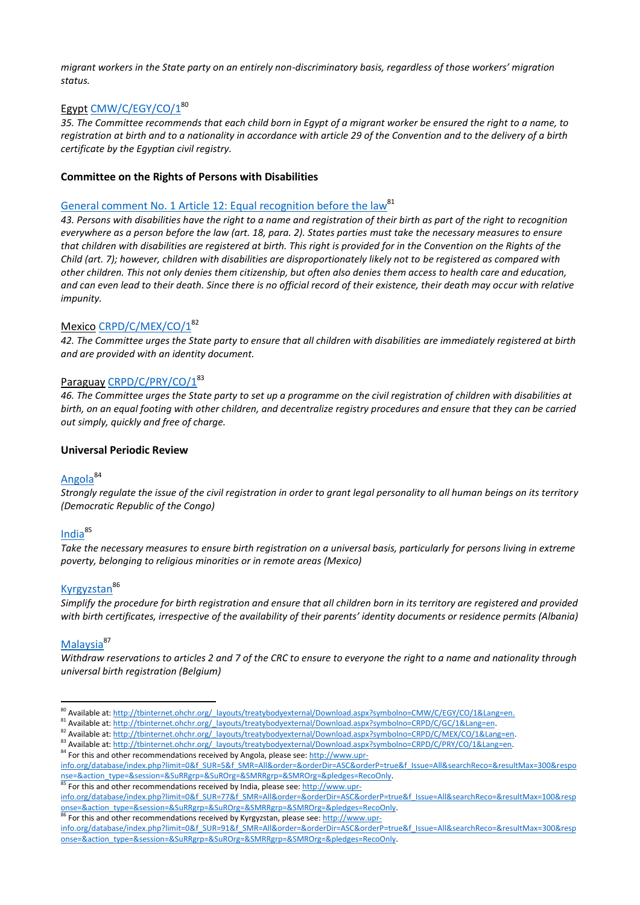*migrant workers in the State party on an entirely non-discriminatory basis, regardless of those workers' migration status.*

Egypt CMW/C/EGY/CO/1[80]

*35. The Committee recommends that each child born in Egypt of a migrant worker be ensured the right to a name, to registration at birth and to a nationality in accordance with article 29 of the Convention and to the delivery of a birth certificate by the Egyptian civil registry.*

**Committee on the Rights of Persons with Disabilities**

General comment No. 1 Article 12: Equal recognition before the law[81]

*43. Persons with disabilities have the right to a name and registration of their birth as part of the right to recognition everywhere as a person before the law (art. 18, para. 2). States parties must take the necessary measures to ensure that children with disabilities are registered at birth. This right is provided for in the Convention on the Rights of the Child (art. 7); however, children with disabilities are disproportionately likely not to be registered as compared with other children. This not only denies them citizenship, but often also denies them access to health care and education, and can even lead to their death. Since there is no official record of their existence, their death may occur with relative impunity.*

Mexico CRPD/C/MEX/CO/1[82]

*42. The Committee urges the State party to ensure that all children with disabilities are immediately registered at birth and are provided with an identity document.*

Paraguay CRPD/C/PRY/CO/1[83]

*46. The Committee urges the State party to set up a programme on the civil registration of children with disabilities at birth, on an equal footing with other children, and decentralize registry procedures and ensure that they can be carried out simply, quickly and free of charge.*

**Universal Periodic Review**

Angola[84]

*Strongly regulate the issue of the civil registration in order to grant legal personality to all human beings on its territory (Democratic Republic of the Congo)*

India[85]

*Take the necessary measures to ensure birth registration on a universal basis, particularly for persons living in extreme poverty, belonging to religious minorities or in remote areas (Mexico)*

Kyrgyzstan[86]

*Simplify the procedure for birth registration and ensure that all children born in its territory are registered and provided with birth certificates, irrespective of the availability of their parents' identity documents or residence permits (Albania)*

Malaysia[87]

*Withdraw reservations to articles 2 and 7 of the CRC to ensure to everyone the right to a name and nationality through universal birth registration (Belgium)*

---

[80] Available at: http://tbinternet.ohchr.org/_layouts/treatybodyexternal/Download.aspx?symbolno=CMW/C/EGY/CO/1&Lang=en.

[81] Available at: http://tbinternet.ohchr.org/_layouts/treatybodyexternal/Download.aspx?symbolno=CRPD/C/GC/1&Lang=en.

[82] Available at: http://tbinternet.ohchr.org/_layouts/treatybodyexternal/Download.aspx?symbolno=CRPD/C/MEX/CO/1&Lang=en.

[83] Available at: http://tbinternet.ohchr.org/_layouts/treatybodyexternal/Download.aspx?symbolno=CRPD/C/PRY/CO/1&Lang=en.

[84] For this and other recommendations received by Angola, please see: http://www.upr-info.org/database/index.php?limit=0&f_SUR=5&f_SMR=All&order=&orderDir=ASC&orderP=true&f_Issue=All&searchReco=&resultMax=300&response=&action_type=&session=&SuRRgrp=&SuROrg=&SMRRgrp=&SMROrg=&pledges=RecoOnly.

[85] For this and other recommendations received by India, please see: http://www.upr-info.org/database/index.php?limit=0&f_SUR=77&f_SMR=All&order=&orderDir=ASC&orderP=true&f_Issue=All&searchReco=&resultMax=100&response=&action_type=&session=&SuRRgrp=&SuROrg=&SMRRgrp=&SMROrg=&pledges=RecoOnly.

[86] For this and other recommendations received by Kyrgyzstan, please see: http://www.upr-info.org/database/index.php?limit=0&f_SUR=91&f_SMR=All&order=&orderDir=ASC&orderP=true&f_Issue=All&searchReco=&resultMax=300&response=&action_type=&session=&SuRRgrp=&SuROrg=&SMRRgrp=&SMROrg=&pledges=RecoOnly.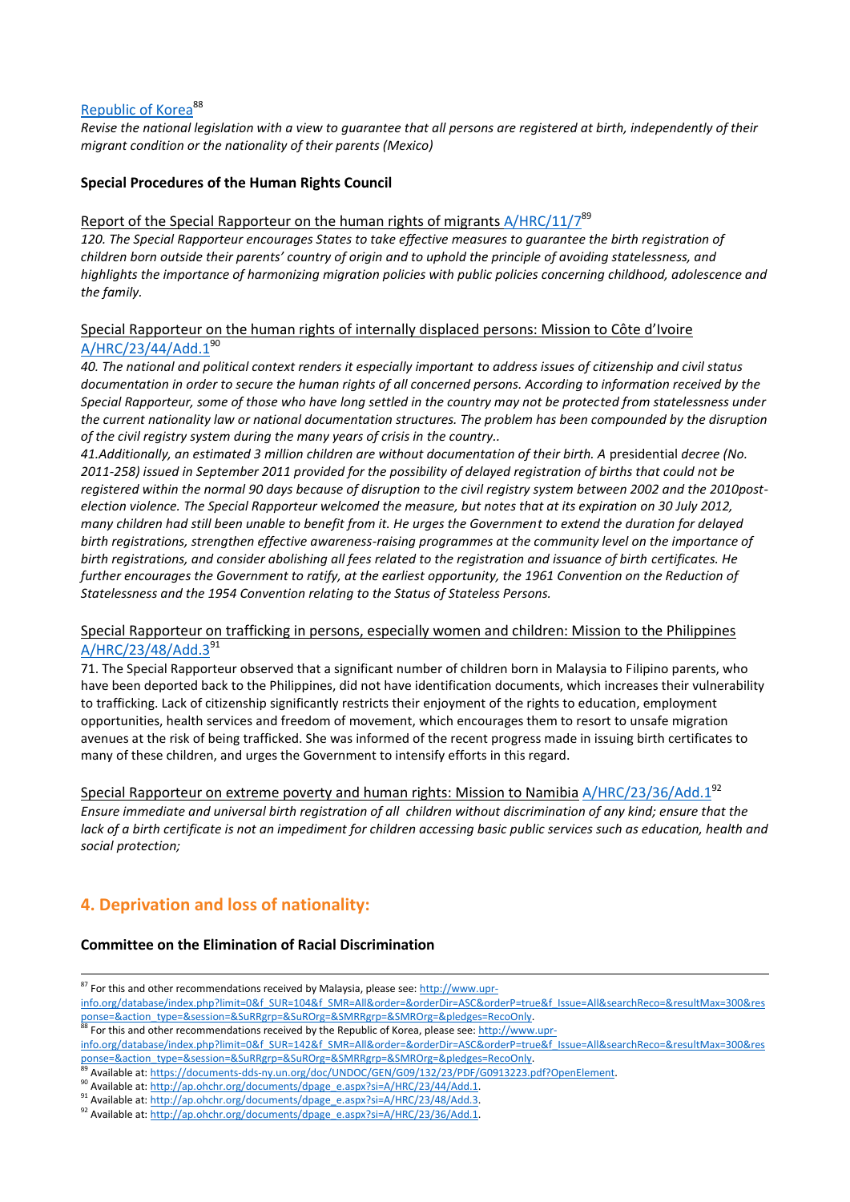Republic of Korea[88]

*Revise the national legislation with a view to guarantee that all persons are registered at birth, independently of their migrant condition or the nationality of their parents (Mexico)*

**Special Procedures of the Human Rights Council**

Report of the Special Rapporteur on the human rights of migrants A/HRC/11/7[89]

*120. The Special Rapporteur encourages States to take effective measures to guarantee the birth registration of children born outside their parents' country of origin and to uphold the principle of avoiding statelessness, and highlights the importance of harmonizing migration policies with public policies concerning childhood, adolescence and the family.*

Special Rapporteur on the human rights of internally displaced persons: Mission to Côte d'Ivoire A/HRC/23/44/Add.1[90]

*40. The national and political context renders it especially important to address issues of citizenship and civil status documentation in order to secure the human rights of all concerned persons. According to information received by the Special Rapporteur, some of those who have long settled in the country may not be protected from statelessness under the current nationality law or national documentation structures. The problem has been compounded by the disruption of the civil registry system during the many years of crisis in the country..*

*41.Additionally, an estimated 3 million children are without documentation of their birth. A* presidential *decree (No. 2011-258) issued in September 2011 provided for the possibility of delayed registration of births that could not be registered within the normal 90 days because of disruption to the civil registry system between 2002 and the 2010post-election violence. The Special Rapporteur welcomed the measure, but notes that at its expiration on 30 July 2012, many children had still been unable to benefit from it. He urges the Government to extend the duration for delayed birth registrations, strengthen effective awareness-raising programmes at the community level on the importance of birth registrations, and consider abolishing all fees related to the registration and issuance of birth certificates. He further encourages the Government to ratify, at the earliest opportunity, the 1961 Convention on the Reduction of Statelessness and the 1954 Convention relating to the Status of Stateless Persons.*

Special Rapporteur on trafficking in persons, especially women and children: Mission to the Philippines A/HRC/23/48/Add.3[91]

71. The Special Rapporteur observed that a significant number of children born in Malaysia to Filipino parents, who have been deported back to the Philippines, did not have identification documents, which increases their vulnerability to trafficking. Lack of citizenship significantly restricts their enjoyment of the rights to education, employment opportunities, health services and freedom of movement, which encourages them to resort to unsafe migration avenues at the risk of being trafficked. She was informed of the recent progress made in issuing birth certificates to many of these children, and urges the Government to intensify efforts in this regard.

Special Rapporteur on extreme poverty and human rights: Mission to Namibia A/HRC/23/36/Add.1[92]

*Ensure immediate and universal birth registration of all children without discrimination of any kind; ensure that the lack of a birth certificate is not an impediment for children accessing basic public services such as education, health and social protection;*

## 4. Deprivation and loss of nationality:

**Committee on the Elimination of Racial Discrimination**

---

[87] For this and other recommendations received by Malaysia, please see: http://www.upr-info.org/database/index.php?limit=0&f_SUR=104&f_SMR=All&order=&orderDir=ASC&orderP=true&f_Issue=All&searchReco=&resultMax=300&response=&action_type=&session=&SuRRgrp=&SuROrg=&SMRRgrp=&SMROrg=&pledges=RecoOnly.

[88] For this and other recommendations received by the Republic of Korea, please see: http://www.upr-info.org/database/index.php?limit=0&f_SUR=142&f_SMR=All&order=&orderDir=ASC&orderP=true&f_Issue=All&searchReco=&resultMax=300&response=&action_type=&session=&SuRRgrp=&SuROrg=&SMRRgrp=&SMROrg=&pledges=RecoOnly.

[89] Available at: https://documents-dds-ny.un.org/doc/UNDOC/GEN/G09/132/23/PDF/G0913223.pdf?OpenElement.

[90] Available at: http://ap.ohchr.org/documents/dpage_e.aspx?si=A/HRC/23/44/Add.1.

[91] Available at: http://ap.ohchr.org/documents/dpage_e.aspx?si=A/HRC/23/48/Add.3.

[92] Available at: http://ap.ohchr.org/documents/dpage_e.aspx?si=A/HRC/23/36/Add.1.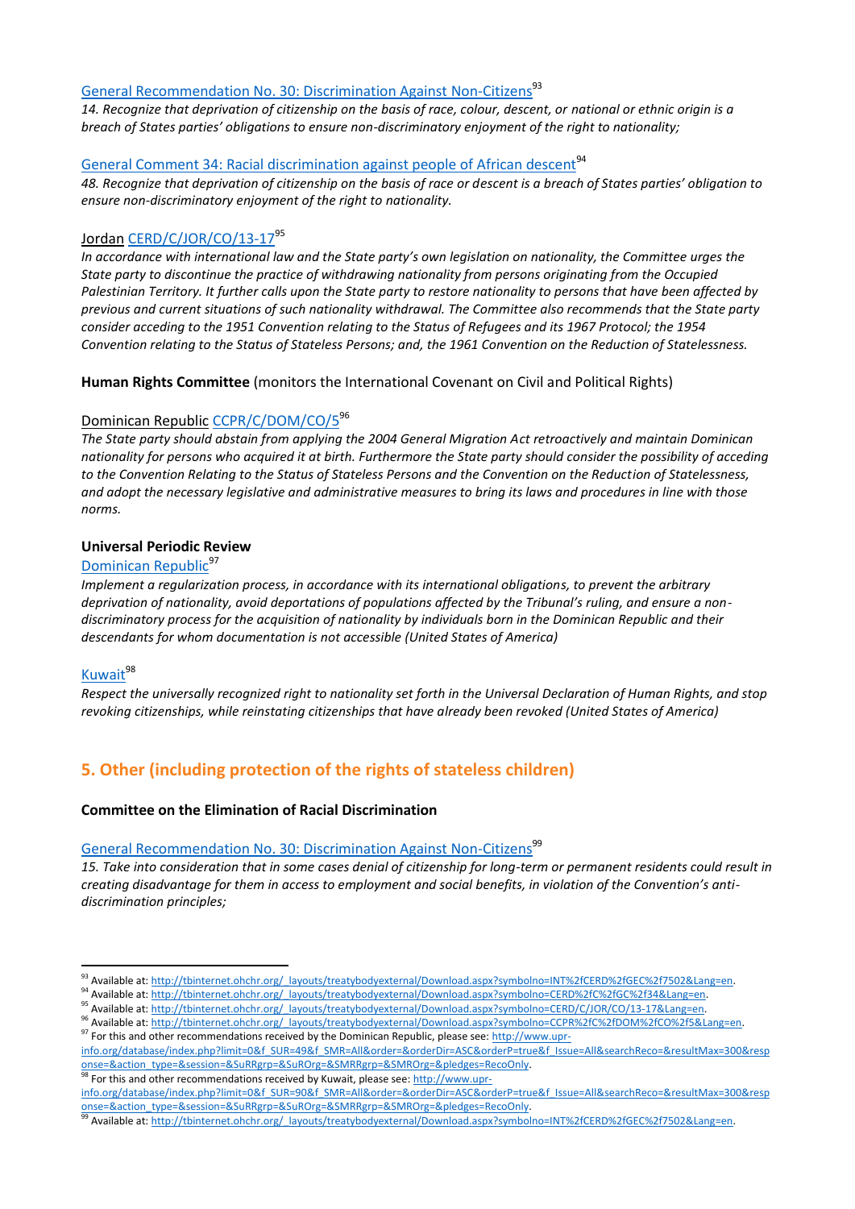General Recommendation No. 30: Discrimination Against Non-Citizens[93]

*14. Recognize that deprivation of citizenship on the basis of race, colour, descent, or national or ethnic origin is a breach of States parties' obligations to ensure non-discriminatory enjoyment of the right to nationality;*

General Comment 34: Racial discrimination against people of African descent[94]

*48. Recognize that deprivation of citizenship on the basis of race or descent is a breach of States parties' obligation to ensure non-discriminatory enjoyment of the right to nationality.*

Jordan CERD/C/JOR/CO/13-17[95]

*In accordance with international law and the State party's own legislation on nationality, the Committee urges the State party to discontinue the practice of withdrawing nationality from persons originating from the Occupied Palestinian Territory. It further calls upon the State party to restore nationality to persons that have been affected by previous and current situations of such nationality withdrawal. The Committee also recommends that the State party consider acceding to the 1951 Convention relating to the Status of Refugees and its 1967 Protocol; the 1954 Convention relating to the Status of Stateless Persons; and, the 1961 Convention on the Reduction of Statelessness.*

**Human Rights Committee** (monitors the International Covenant on Civil and Political Rights)

Dominican Republic CCPR/C/DOM/CO/5[96]

*The State party should abstain from applying the 2004 General Migration Act retroactively and maintain Dominican nationality for persons who acquired it at birth. Furthermore the State party should consider the possibility of acceding to the Convention Relating to the Status of Stateless Persons and the Convention on the Reduction of Statelessness, and adopt the necessary legislative and administrative measures to bring its laws and procedures in line with those norms.*

**Universal Periodic Review**

Dominican Republic[97]

*Implement a regularization process, in accordance with its international obligations, to prevent the arbitrary deprivation of nationality, avoid deportations of populations affected by the Tribunal's ruling, and ensure a non-discriminatory process for the acquisition of nationality by individuals born in the Dominican Republic and their descendants for whom documentation is not accessible (United States of America)*

Kuwait[98]

*Respect the universally recognized right to nationality set forth in the Universal Declaration of Human Rights, and stop revoking citizenships, while reinstating citizenships that have already been revoked (United States of America)*

## 5. Other (including protection of the rights of stateless children)

**Committee on the Elimination of Racial Discrimination**

General Recommendation No. 30: Discrimination Against Non-Citizens[99]

*15. Take into consideration that in some cases denial of citizenship for long-term or permanent residents could result in creating disadvantage for them in access to employment and social benefits, in violation of the Convention's anti-discrimination principles;*

---

[93] Available at: http://tbinternet.ohchr.org/_layouts/treatybodyexternal/Download.aspx?symbolno=INT%2fCERD%2fGEC%2f7502&Lang=en.

[94] Available at: http://tbinternet.ohchr.org/_layouts/treatybodyexternal/Download.aspx?symbolno=CERD%2fC%2fGC%2f34&Lang=en.

[95] Available at: http://tbinternet.ohchr.org/_layouts/treatybodyexternal/Download.aspx?symbolno=CERD/C/JOR/CO/13-17&Lang=en.

[96] Available at: http://tbinternet.ohchr.org/_layouts/treatybodyexternal/Download.aspx?symbolno=CCPR%2fC%2fDOM%2fCO%2f5&Lang=en.

[97] For this and other recommendations received by the Dominican Republic, please see: http://www.upr-info.org/database/index.php?limit=0&f_SUR=49&f_SMR=All&order=&orderDir=ASC&orderP=true&f_Issue=All&searchReco=&resultMax=300&response=&action_type=&session=&SuRRgrp=&SuROrg=&SMRRgrp=&SMROrg=&pledges=RecoOnly.

[98] For this and other recommendations received by Kuwait, please see: http://www.upr-info.org/database/index.php?limit=0&f_SUR=90&f_SMR=All&order=&orderDir=ASC&orderP=true&f_Issue=All&searchReco=&resultMax=300&response=&action_type=&session=&SuRRgrp=&SuROrg=&SMRRgrp=&SMROrg=&pledges=RecoOnly.

[99] Available at: http://tbinternet.ohchr.org/_layouts/treatybodyexternal/Download.aspx?symbolno=INT%2fCERD%2fGEC%2f7502&Lang=en.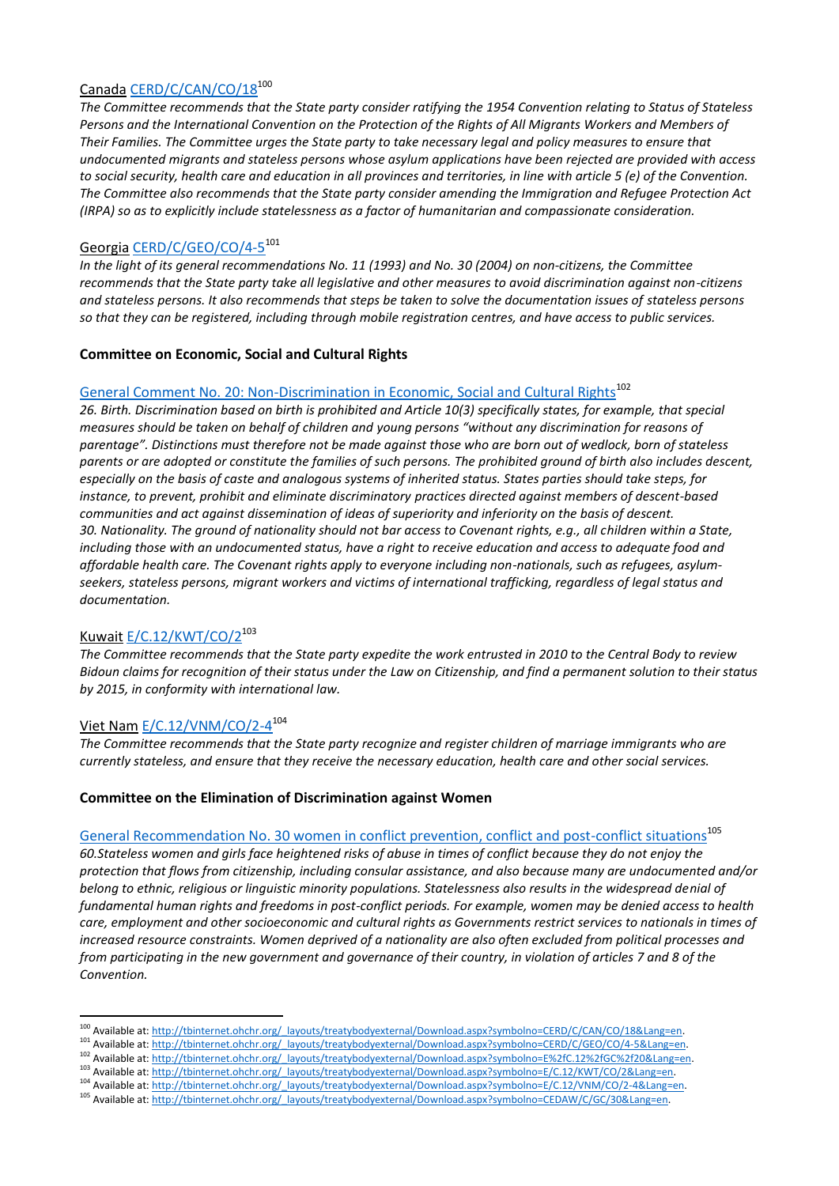Canada [CERD/C/CAN/CO/18](http://tbinternet.ohchr.org/_layouts/treatybodyexternal/Download.aspx?symbolno=CERD/C/CAN/CO/18&Lang=en)[100]

*The Committee recommends that the State party consider ratifying the 1954 Convention relating to Status of Stateless Persons and the International Convention on the Protection of the Rights of All Migrants Workers and Members of Their Families. The Committee urges the State party to take necessary legal and policy measures to ensure that undocumented migrants and stateless persons whose asylum applications have been rejected are provided with access to social security, health care and education in all provinces and territories, in line with article 5 (e) of the Convention. The Committee also recommends that the State party consider amending the Immigration and Refugee Protection Act (IRPA) so as to explicitly include statelessness as a factor of humanitarian and compassionate consideration.*

Georgia [CERD/C/GEO/CO/4-5](http://tbinternet.ohchr.org/_layouts/treatybodyexternal/Download.aspx?symbolno=CERD/C/GEO/CO/4-5&Lang=en)[101]

*In the light of its general recommendations No. 11 (1993) and No. 30 (2004) on non-citizens, the Committee recommends that the State party take all legislative and other measures to avoid discrimination against non-citizens and stateless persons. It also recommends that steps be taken to solve the documentation issues of stateless persons so that they can be registered, including through mobile registration centres, and have access to public services.*

**Committee on Economic, Social and Cultural Rights**

[General Comment No. 20: Non-Discrimination in Economic, Social and Cultural Rights](http://tbinternet.ohchr.org/_layouts/treatybodyexternal/Download.aspx?symbolno=E%2fC.12%2fGC%2f20&Lang=en)[102]

*26. Birth. Discrimination based on birth is prohibited and Article 10(3) specifically states, for example, that special measures should be taken on behalf of children and young persons "without any discrimination for reasons of parentage". Distinctions must therefore not be made against those who are born out of wedlock, born of stateless parents or are adopted or constitute the families of such persons. The prohibited ground of birth also includes descent, especially on the basis of caste and analogous systems of inherited status. States parties should take steps, for instance, to prevent, prohibit and eliminate discriminatory practices directed against members of descent-based communities and act against dissemination of ideas of superiority and inferiority on the basis of descent.*

*30. Nationality. The ground of nationality should not bar access to Covenant rights, e.g., all children within a State, including those with an undocumented status, have a right to receive education and access to adequate food and affordable health care. The Covenant rights apply to everyone including non-nationals, such as refugees, asylum-seekers, stateless persons, migrant workers and victims of international trafficking, regardless of legal status and documentation.*

Kuwait [E/C.12/KWT/CO/2](http://tbinternet.ohchr.org/_layouts/treatybodyexternal/Download.aspx?symbolno=E/C.12/KWT/CO/2&Lang=en)[103]

*The Committee recommends that the State party expedite the work entrusted in 2010 to the Central Body to review Bidoun claims for recognition of their status under the Law on Citizenship, and find a permanent solution to their status by 2015, in conformity with international law.*

Viet Nam [E/C.12/VNM/CO/2-4](http://tbinternet.ohchr.org/_layouts/treatybodyexternal/Download.aspx?symbolno=E/C.12/VNM/CO/2-4&Lang=en)[104]

*The Committee recommends that the State party recognize and register children of marriage immigrants who are currently stateless, and ensure that they receive the necessary education, health care and other social services.*

**Committee on the Elimination of Discrimination against Women**

[General Recommendation No. 30 women in conflict prevention, conflict and post-conflict situations](http://tbinternet.ohchr.org/_layouts/treatybodyexternal/Download.aspx?symbolno=CEDAW/C/GC/30&Lang=en)[105]

*60.Stateless women and girls face heightened risks of abuse in times of conflict because they do not enjoy the protection that flows from citizenship, including consular assistance, and also because many are undocumented and/or belong to ethnic, religious or linguistic minority populations. Statelessness also results in the widespread denial of fundamental human rights and freedoms in post-conflict periods. For example, women may be denied access to health care, employment and other socioeconomic and cultural rights as Governments restrict services to nationals in times of increased resource constraints. Women deprived of a nationality are also often excluded from political processes and from participating in the new government and governance of their country, in violation of articles 7 and 8 of the Convention.*

---

[100] Available at: http://tbinternet.ohchr.org/_layouts/treatybodyexternal/Download.aspx?symbolno=CERD/C/CAN/CO/18&Lang=en.

[101] Available at: http://tbinternet.ohchr.org/_layouts/treatybodyexternal/Download.aspx?symbolno=CERD/C/GEO/CO/4-5&Lang=en.

[102] Available at: http://tbinternet.ohchr.org/_layouts/treatybodyexternal/Download.aspx?symbolno=E%2fC.12%2fGC%2f20&Lang=en.

[103] Available at: http://tbinternet.ohchr.org/_layouts/treatybodyexternal/Download.aspx?symbolno=E/C.12/KWT/CO/2&Lang=en.

[104] Available at: http://tbinternet.ohchr.org/_layouts/treatybodyexternal/Download.aspx?symbolno=E/C.12/VNM/CO/2-4&Lang=en.

[105] Available at: http://tbinternet.ohchr.org/_layouts/treatybodyexternal/Download.aspx?symbolno=CEDAW/C/GC/30&Lang=en.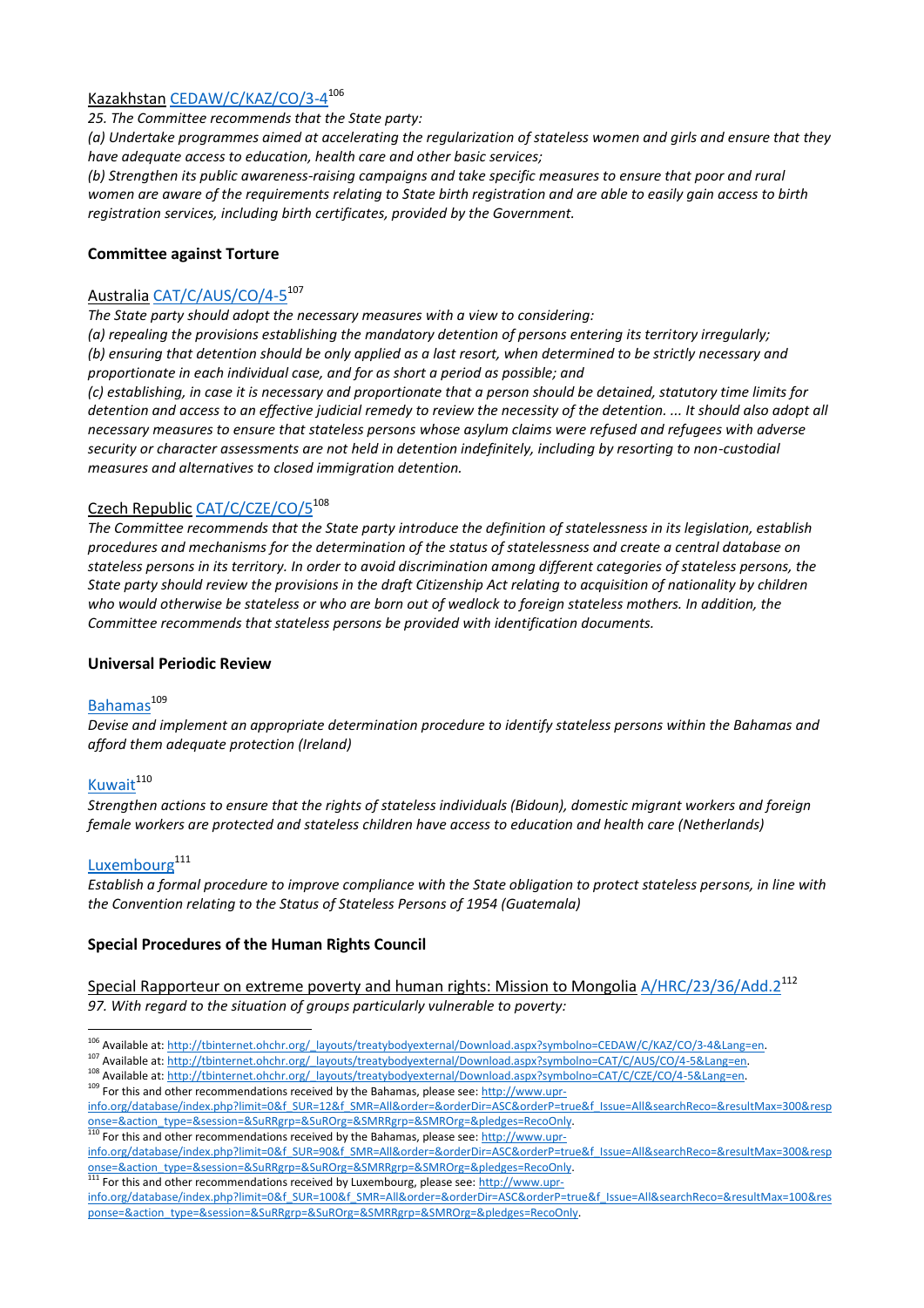Kazakhstan CEDAW/C/KAZ/CO/3-4[106]

*25. The Committee recommends that the State party:*

*(a) Undertake programmes aimed at accelerating the regularization of stateless women and girls and ensure that they have adequate access to education, health care and other basic services;*

*(b) Strengthen its public awareness-raising campaigns and take specific measures to ensure that poor and rural women are aware of the requirements relating to State birth registration and are able to easily gain access to birth registration services, including birth certificates, provided by the Government.*

**Committee against Torture**

Australia CAT/C/AUS/CO/4-5[107]

*The State party should adopt the necessary measures with a view to considering:*

*(a) repealing the provisions establishing the mandatory detention of persons entering its territory irregularly;*

*(b) ensuring that detention should be only applied as a last resort, when determined to be strictly necessary and proportionate in each individual case, and for as short a period as possible; and*

*(c) establishing, in case it is necessary and proportionate that a person should be detained, statutory time limits for detention and access to an effective judicial remedy to review the necessity of the detention. ... It should also adopt all necessary measures to ensure that stateless persons whose asylum claims were refused and refugees with adverse security or character assessments are not held in detention indefinitely, including by resorting to non-custodial measures and alternatives to closed immigration detention.*

Czech Republic CAT/C/CZE/CO/5[108]

*The Committee recommends that the State party introduce the definition of statelessness in its legislation, establish procedures and mechanisms for the determination of the status of statelessness and create a central database on stateless persons in its territory. In order to avoid discrimination among different categories of stateless persons, the State party should review the provisions in the draft Citizenship Act relating to acquisition of nationality by children who would otherwise be stateless or who are born out of wedlock to foreign stateless mothers. In addition, the Committee recommends that stateless persons be provided with identification documents.*

**Universal Periodic Review**

Bahamas[109]

*Devise and implement an appropriate determination procedure to identify stateless persons within the Bahamas and afford them adequate protection (Ireland)*

Kuwait[110]

*Strengthen actions to ensure that the rights of stateless individuals (Bidoun), domestic migrant workers and foreign female workers are protected and stateless children have access to education and health care (Netherlands)*

Luxembourg[111]

*Establish a formal procedure to improve compliance with the State obligation to protect stateless persons, in line with the Convention relating to the Status of Stateless Persons of 1954 (Guatemala)*

**Special Procedures of the Human Rights Council**

Special Rapporteur on extreme poverty and human rights: Mission to Mongolia A/HRC/23/36/Add.2[112]

*97. With regard to the situation of groups particularly vulnerable to poverty:*

---

[106] Available at: http://tbinternet.ohchr.org/_layouts/treatybodyexternal/Download.aspx?symbolno=CEDAW/C/KAZ/CO/3-4&Lang=en.

[107] Available at: http://tbinternet.ohchr.org/_layouts/treatybodyexternal/Download.aspx?symbolno=CAT/C/AUS/CO/4-5&Lang=en.

[108] Available at: http://tbinternet.ohchr.org/_layouts/treatybodyexternal/Download.aspx?symbolno=CAT/C/CZE/CO/4-5&Lang=en.

[109] For this and other recommendations received by the Bahamas, please see: http://www.upr-info.org/database/index.php?limit=0&f_SUR=12&f_SMR=All&order=&orderDir=ASC&orderP=true&f_Issue=All&searchReco=&resultMax=300&response=&action_type=&session=&SuRRgrp=&SuROrg=&SMRRgrp=&SMROrg=&pledges=RecoOnly.

[110] For this and other recommendations received by the Bahamas, please see: http://www.upr-info.org/database/index.php?limit=0&f_SUR=90&f_SMR=All&order=&orderDir=ASC&orderP=true&f_Issue=All&searchReco=&resultMax=300&response=&action_type=&session=&SuRRgrp=&SuROrg=&SMRRgrp=&SMROrg=&pledges=RecoOnly.

[111] For this and other recommendations received by Luxembourg, please see: http://www.upr-info.org/database/index.php?limit=0&f_SUR=100&f_SMR=All&order=&orderDir=ASC&orderP=true&f_Issue=All&searchReco=&resultMax=100&response=&action_type=&session=&SuRRgrp=&SuROrg=&SMRRgrp=&SMROrg=&pledges=RecoOnly.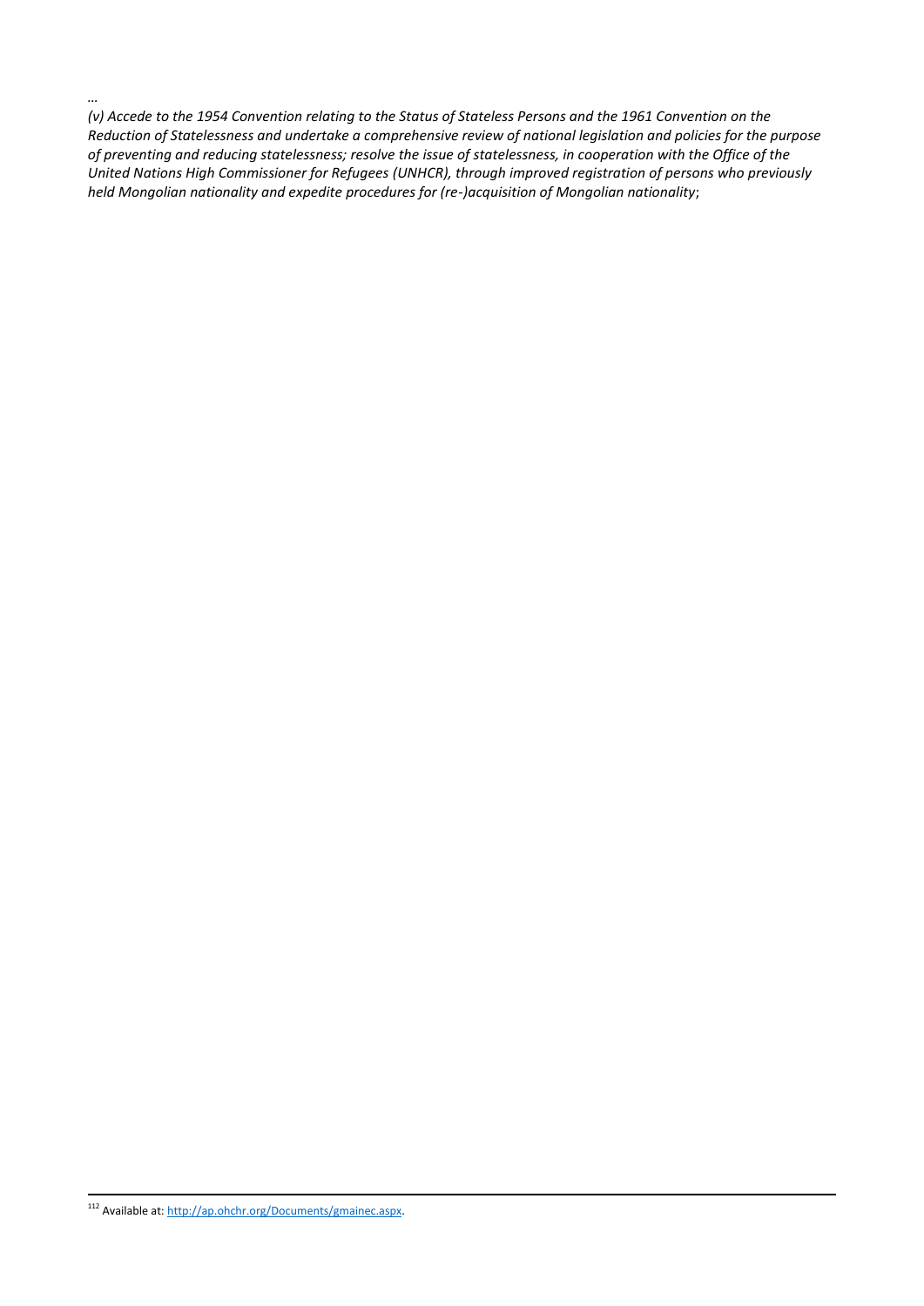…

*(v) Accede to the 1954 Convention relating to the Status of Stateless Persons and the 1961 Convention on the Reduction of Statelessness and undertake a comprehensive review of national legislation and policies for the purpose of preventing and reducing statelessness; resolve the issue of statelessness, in cooperation with the Office of the United Nations High Commissioner for Refugees (UNHCR), through improved registration of persons who previously held Mongolian nationality and expedite procedures for (re-)acquisition of Mongolian nationality*;

[112] Available at: http://ap.ohchr.org/Documents/gmainec.aspx.